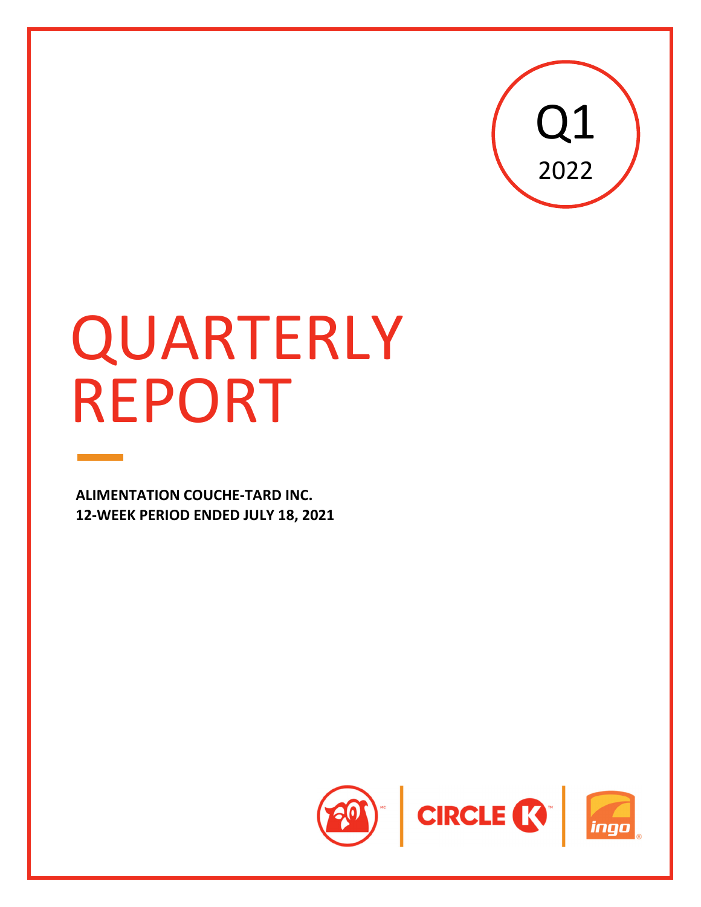Q1
2022

# QUARTERLY REPORT

**ALIMENTATION COUCHE-TARD INC.**
**12-WEEK PERIOD ENDED JULY 18, 2021**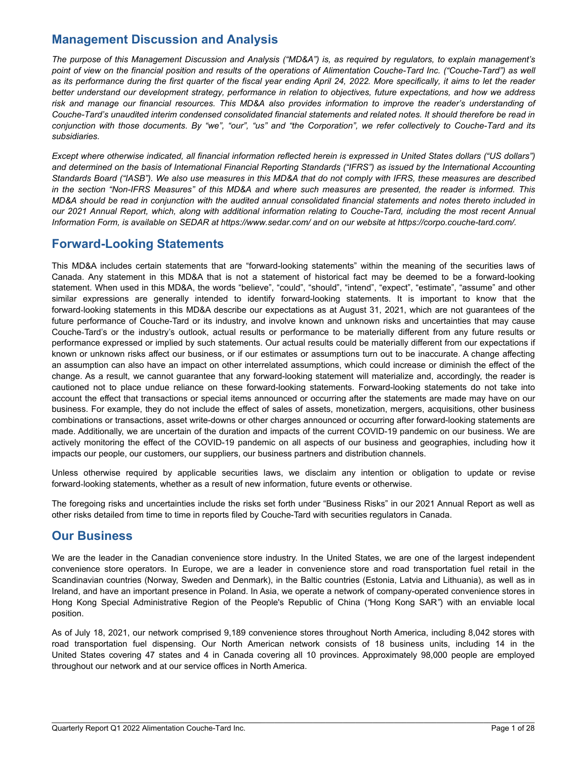## Management Discussion and Analysis

*The purpose of this Management Discussion and Analysis ("MD&A") is, as required by regulators, to explain management's point of view on the financial position and results of the operations of Alimentation Couche-Tard Inc. ("Couche-Tard") as well as its performance during the first quarter of the fiscal year ending April 24, 2022. More specifically, it aims to let the reader better understand our development strategy, performance in relation to objectives, future expectations, and how we address risk and manage our financial resources. This MD&A also provides information to improve the reader's understanding of Couche-Tard's unaudited interim condensed consolidated financial statements and related notes. It should therefore be read in conjunction with those documents. By "we", "our", "us" and "the Corporation", we refer collectively to Couche-Tard and its subsidiaries.*

*Except where otherwise indicated, all financial information reflected herein is expressed in United States dollars ("US dollars") and determined on the basis of International Financial Reporting Standards ("IFRS") as issued by the International Accounting Standards Board ("IASB"). We also use measures in this MD&A that do not comply with IFRS, these measures are described in the section "Non-IFRS Measures" of this MD&A and where such measures are presented, the reader is informed. This MD&A should be read in conjunction with the audited annual consolidated financial statements and notes thereto included in our 2021 Annual Report, which, along with additional information relating to Couche-Tard, including the most recent Annual Information Form, is available on SEDAR at https://www.sedar.com/ and on our website at https://corpo.couche-tard.com/.*

## Forward-Looking Statements

This MD&A includes certain statements that are "forward-looking statements" within the meaning of the securities laws of Canada. Any statement in this MD&A that is not a statement of historical fact may be deemed to be a forward-looking statement. When used in this MD&A, the words "believe", "could", "should", "intend", "expect", "estimate", "assume" and other similar expressions are generally intended to identify forward-looking statements. It is important to know that the forward-looking statements in this MD&A describe our expectations as at August 31, 2021, which are not guarantees of the future performance of Couche-Tard or its industry, and involve known and unknown risks and uncertainties that may cause Couche-Tard's or the industry's outlook, actual results or performance to be materially different from any future results or performance expressed or implied by such statements. Our actual results could be materially different from our expectations if known or unknown risks affect our business, or if our estimates or assumptions turn out to be inaccurate. A change affecting an assumption can also have an impact on other interrelated assumptions, which could increase or diminish the effect of the change. As a result, we cannot guarantee that any forward-looking statement will materialize and, accordingly, the reader is cautioned not to place undue reliance on these forward-looking statements. Forward-looking statements do not take into account the effect that transactions or special items announced or occurring after the statements are made may have on our business. For example, they do not include the effect of sales of assets, monetization, mergers, acquisitions, other business combinations or transactions, asset write-downs or other charges announced or occurring after forward-looking statements are made. Additionally, we are uncertain of the duration and impacts of the current COVID-19 pandemic on our business. We are actively monitoring the effect of the COVID-19 pandemic on all aspects of our business and geographies, including how it impacts our people, our customers, our suppliers, our business partners and distribution channels.

Unless otherwise required by applicable securities laws, we disclaim any intention or obligation to update or revise forward-looking statements, whether as a result of new information, future events or otherwise.

The foregoing risks and uncertainties include the risks set forth under "Business Risks" in our 2021 Annual Report as well as other risks detailed from time to time in reports filed by Couche-Tard with securities regulators in Canada.

## Our Business

We are the leader in the Canadian convenience store industry. In the United States, we are one of the largest independent convenience store operators. In Europe, we are a leader in convenience store and road transportation fuel retail in the Scandinavian countries (Norway, Sweden and Denmark), in the Baltic countries (Estonia, Latvia and Lithuania), as well as in Ireland, and have an important presence in Poland. In Asia, we operate a network of company-operated convenience stores in Hong Kong Special Administrative Region of the People's Republic of China ("Hong Kong SAR") with an enviable local position.

As of July 18, 2021, our network comprised 9,189 convenience stores throughout North America, including 8,042 stores with road transportation fuel dispensing. Our North American network consists of 18 business units, including 14 in the United States covering 47 states and 4 in Canada covering all 10 provinces. Approximately 98,000 people are employed throughout our network and at our service offices in North America.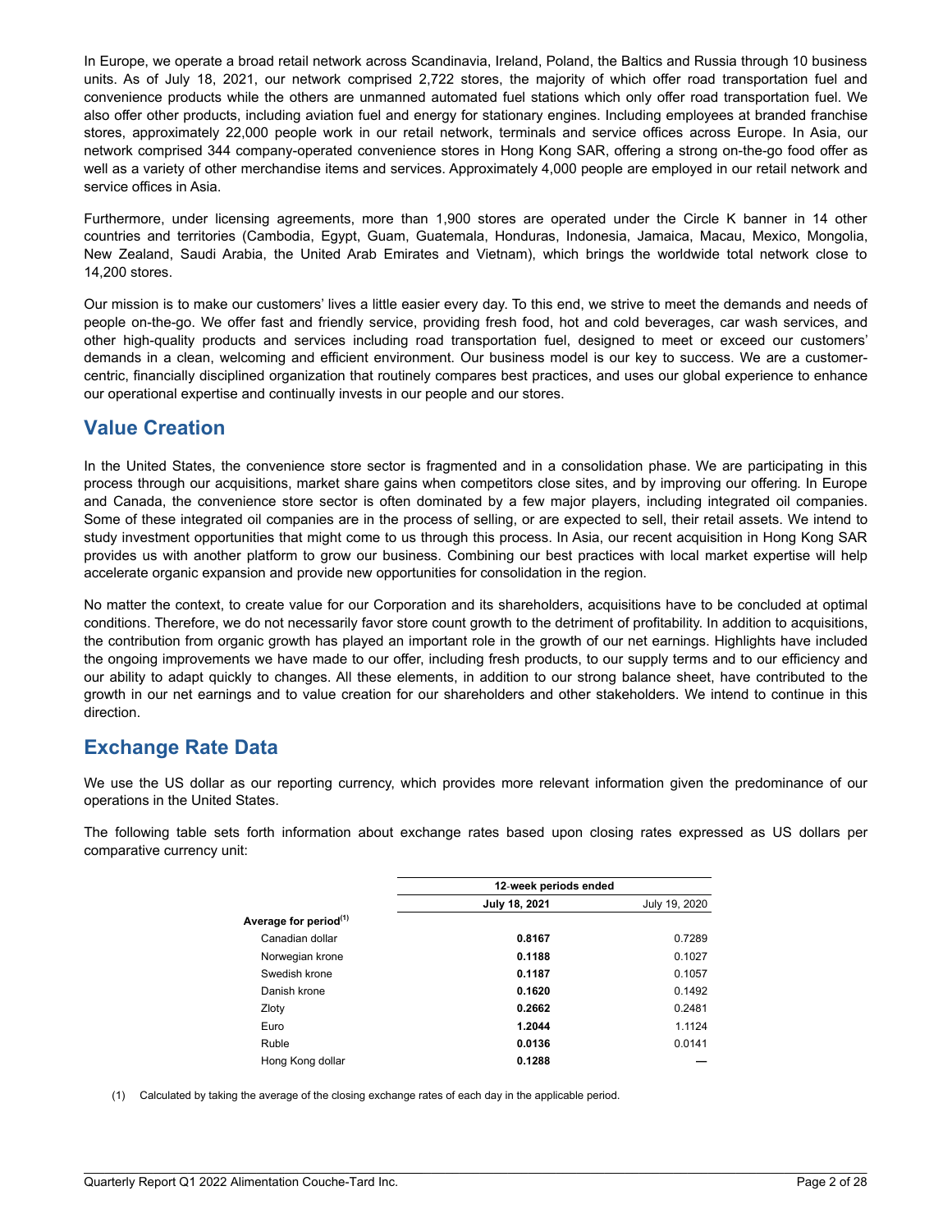In Europe, we operate a broad retail network across Scandinavia, Ireland, Poland, the Baltics and Russia through 10 business units. As of July 18, 2021, our network comprised 2,722 stores, the majority of which offer road transportation fuel and convenience products while the others are unmanned automated fuel stations which only offer road transportation fuel. We also offer other products, including aviation fuel and energy for stationary engines. Including employees at branded franchise stores, approximately 22,000 people work in our retail network, terminals and service offices across Europe. In Asia, our network comprised 344 company-operated convenience stores in Hong Kong SAR, offering a strong on-the-go food offer as well as a variety of other merchandise items and services. Approximately 4,000 people are employed in our retail network and service offices in Asia.

Furthermore, under licensing agreements, more than 1,900 stores are operated under the Circle K banner in 14 other countries and territories (Cambodia, Egypt, Guam, Guatemala, Honduras, Indonesia, Jamaica, Macau, Mexico, Mongolia, New Zealand, Saudi Arabia, the United Arab Emirates and Vietnam), which brings the worldwide total network close to 14,200 stores.

Our mission is to make our customers' lives a little easier every day. To this end, we strive to meet the demands and needs of people on-the-go. We offer fast and friendly service, providing fresh food, hot and cold beverages, car wash services, and other high-quality products and services including road transportation fuel, designed to meet or exceed our customers' demands in a clean, welcoming and efficient environment. Our business model is our key to success. We are a customer-centric, financially disciplined organization that routinely compares best practices, and uses our global experience to enhance our operational expertise and continually invests in our people and our stores.

## Value Creation

In the United States, the convenience store sector is fragmented and in a consolidation phase. We are participating in this process through our acquisitions, market share gains when competitors close sites, and by improving our offering. In Europe and Canada, the convenience store sector is often dominated by a few major players, including integrated oil companies. Some of these integrated oil companies are in the process of selling, or are expected to sell, their retail assets. We intend to study investment opportunities that might come to us through this process. In Asia, our recent acquisition in Hong Kong SAR provides us with another platform to grow our business. Combining our best practices with local market expertise will help accelerate organic expansion and provide new opportunities for consolidation in the region.

No matter the context, to create value for our Corporation and its shareholders, acquisitions have to be concluded at optimal conditions. Therefore, we do not necessarily favor store count growth to the detriment of profitability. In addition to acquisitions, the contribution from organic growth has played an important role in the growth of our net earnings. Highlights have included the ongoing improvements we have made to our offer, including fresh products, to our supply terms and to our efficiency and our ability to adapt quickly to changes. All these elements, in addition to our strong balance sheet, have contributed to the growth in our net earnings and to value creation for our shareholders and other stakeholders. We intend to continue in this direction.

## Exchange Rate Data

We use the US dollar as our reporting currency, which provides more relevant information given the predominance of our operations in the United States.

The following table sets forth information about exchange rates based upon closing rates expressed as US dollars per comparative currency unit:

| | 12-week periods ended | |
|---|---|---|
| | **July 18, 2021** | July 19, 2020 |
| **Average for period[(1)]** | | |
| Canadian dollar | **0.8167** | 0.7289 |
| Norwegian krone | **0.1188** | 0.1027 |
| Swedish krone | **0.1187** | 0.1057 |
| Danish krone | **0.1620** | 0.1492 |
| Zloty | **0.2662** | 0.2481 |
| Euro | **1.2044** | 1.1124 |
| Ruble | **0.0136** | 0.0141 |
| Hong Kong dollar | **0.1288** | — |

(1) Calculated by taking the average of the closing exchange rates of each day in the applicable period.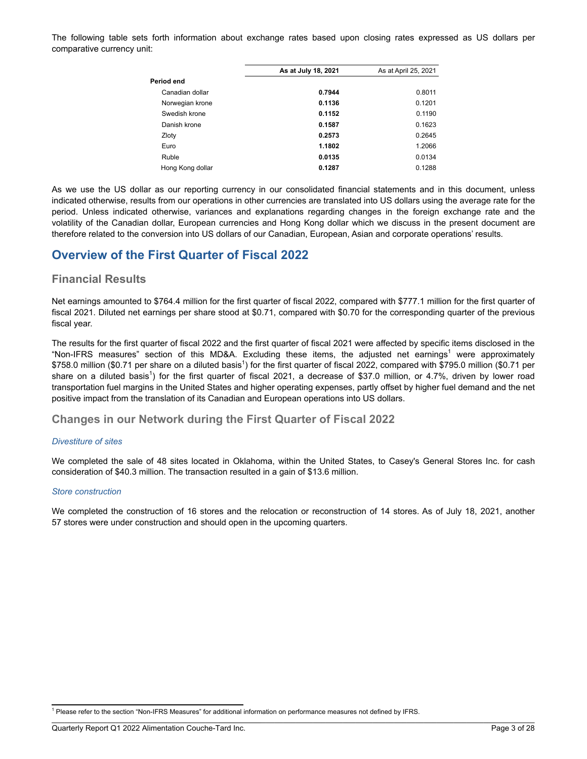The following table sets forth information about exchange rates based upon closing rates expressed as US dollars per comparative currency unit:

| | **As at July 18, 2021** | As at April 25, 2021 |
|---|---|---|
| **Period end** | | |
| Canadian dollar | **0.7944** | 0.8011 |
| Norwegian krone | **0.1136** | 0.1201 |
| Swedish krone | **0.1152** | 0.1190 |
| Danish krone | **0.1587** | 0.1623 |
| Zloty | **0.2573** | 0.2645 |
| Euro | **1.1802** | 1.2066 |
| Ruble | **0.0135** | 0.0134 |
| Hong Kong dollar | **0.1287** | 0.1288 |

As we use the US dollar as our reporting currency in our consolidated financial statements and in this document, unless indicated otherwise, results from our operations in other currencies are translated into US dollars using the average rate for the period. Unless indicated otherwise, variances and explanations regarding changes in the foreign exchange rate and the volatility of the Canadian dollar, European currencies and Hong Kong dollar which we discuss in the present document are therefore related to the conversion into US dollars of our Canadian, European, Asian and corporate operations' results.

# Overview of the First Quarter of Fiscal 2022

## Financial Results

Net earnings amounted to $764.4 million for the first quarter of fiscal 2022, compared with $777.1 million for the first quarter of fiscal 2021. Diluted net earnings per share stood at $0.71, compared with $0.70 for the corresponding quarter of the previous fiscal year.

The results for the first quarter of fiscal 2022 and the first quarter of fiscal 2021 were affected by specific items disclosed in the "Non-IFRS measures" section of this MD&A. Excluding these items, the adjusted net earnings[1] were approximately $758.0 million ($0.71 per share on a diluted basis[1]) for the first quarter of fiscal 2022, compared with $795.0 million ($0.71 per share on a diluted basis[1]) for the first quarter of fiscal 2021, a decrease of $37.0 million, or 4.7%, driven by lower road transportation fuel margins in the United States and higher operating expenses, partly offset by higher fuel demand and the net positive impact from the translation of its Canadian and European operations into US dollars.

## Changes in our Network during the First Quarter of Fiscal 2022

### *Divestiture of sites*

We completed the sale of 48 sites located in Oklahoma, within the United States, to Casey's General Stores Inc. for cash consideration of $40.3 million. The transaction resulted in a gain of $13.6 million.

### *Store construction*

We completed the construction of 16 stores and the relocation or reconstruction of 14 stores. As of July 18, 2021, another 57 stores were under construction and should open in the upcoming quarters.

[1] Please refer to the section "Non-IFRS Measures" for additional information on performance measures not defined by IFRS.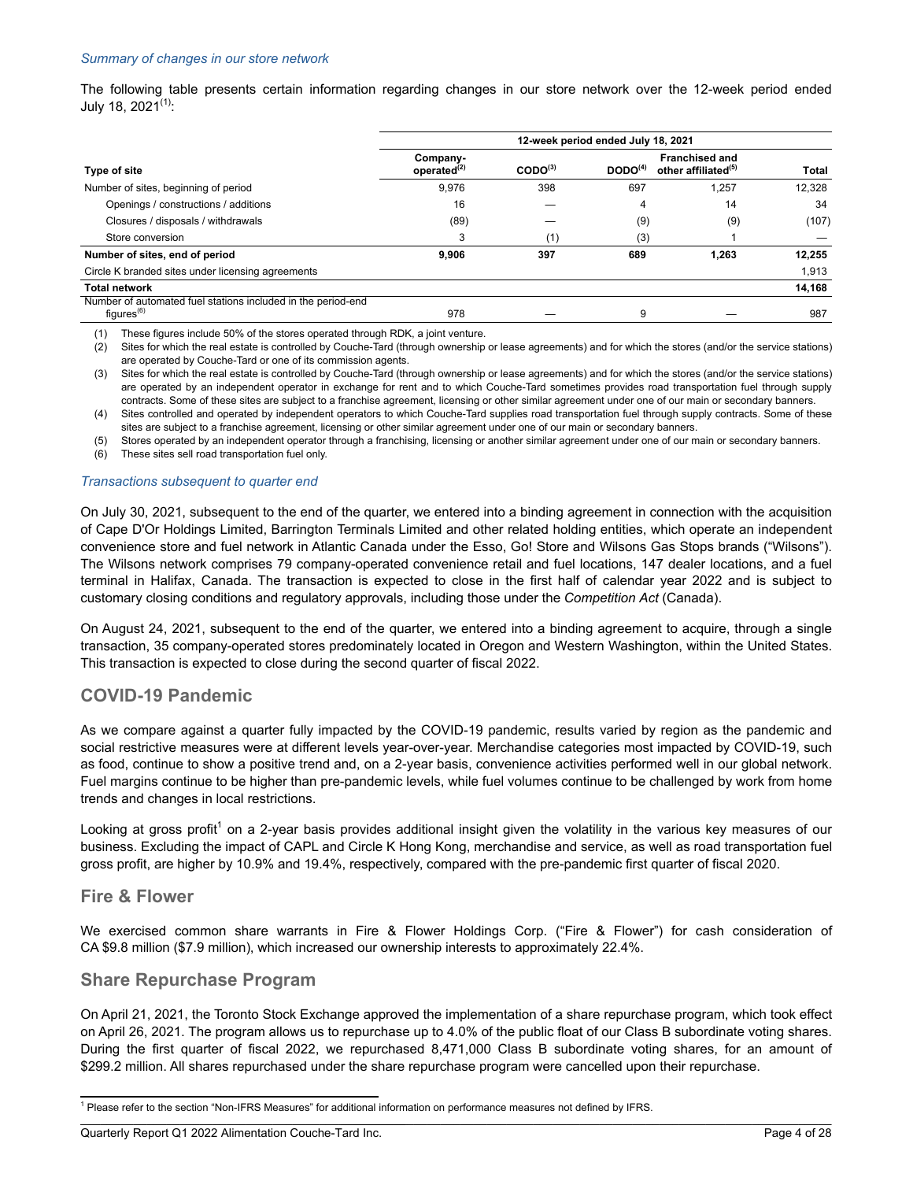*Summary of changes in our store network*

The following table presents certain information regarding changes in our store network over the 12-week period ended July 18, 2021[(1)]:

| | 12-week period ended July 18, 2021 | | | | |
|---|---|---|---|---|---|
| Type of site | Company-operated[(2)] | CODO[(3)] | DODO[(4)] | Franchised and other affiliated[(5)] | Total |
| Number of sites, beginning of period | 9,976 | 398 | 697 | 1,257 | 12,328 |
| Openings / constructions / additions | 16 | — | 4 | 14 | 34 |
| Closures / disposals / withdrawals | (89) | — | (9) | (9) | (107) |
| Store conversion | 3 | (1) | (3) | 1 | — |
| **Number of sites, end of period** | **9,906** | **397** | **689** | **1,263** | **12,255** |
| Circle K branded sites under licensing agreements | | | | | 1,913 |
| **Total network** | | | | | **14,168** |
| Number of automated fuel stations included in the period-end figures[(6)] | 978 | — | 9 | — | 987 |

(1) These figures include 50% of the stores operated through RDK, a joint venture.
(2) Sites for which the real estate is controlled by Couche-Tard (through ownership or lease agreements) and for which the stores (and/or the service stations) are operated by Couche-Tard or one of its commission agents.
(3) Sites for which the real estate is controlled by Couche-Tard (through ownership or lease agreements) and for which the stores (and/or the service stations) are operated by an independent operator in exchange for rent and to which Couche-Tard sometimes provides road transportation fuel through supply contracts. Some of these sites are subject to a franchise agreement, licensing or other similar agreement under one of our main or secondary banners.
(4) Sites controlled and operated by independent operators to which Couche-Tard supplies road transportation fuel through supply contracts. Some of these sites are subject to a franchise agreement, licensing or other similar agreement under one of our main or secondary banners.
(5) Stores operated by an independent operator through a franchising, licensing or another similar agreement under one of our main or secondary banners.
(6) These sites sell road transportation fuel only.

*Transactions subsequent to quarter end*

On July 30, 2021, subsequent to the end of the quarter, we entered into a binding agreement in connection with the acquisition of Cape D'Or Holdings Limited, Barrington Terminals Limited and other related holding entities, which operate an independent convenience store and fuel network in Atlantic Canada under the Esso, Go! Store and Wilsons Gas Stops brands ("Wilsons"). The Wilsons network comprises 79 company-operated convenience retail and fuel locations, 147 dealer locations, and a fuel terminal in Halifax, Canada. The transaction is expected to close in the first half of calendar year 2022 and is subject to customary closing conditions and regulatory approvals, including those under the *Competition Act* (Canada).

On August 24, 2021, subsequent to the end of the quarter, we entered into a binding agreement to acquire, through a single transaction, 35 company-operated stores predominately located in Oregon and Western Washington, within the United States. This transaction is expected to close during the second quarter of fiscal 2022.

## COVID-19 Pandemic

As we compare against a quarter fully impacted by the COVID-19 pandemic, results varied by region as the pandemic and social restrictive measures were at different levels year-over-year. Merchandise categories most impacted by COVID-19, such as food, continue to show a positive trend and, on a 2-year basis, convenience activities performed well in our global network. Fuel margins continue to be higher than pre-pandemic levels, while fuel volumes continue to be challenged by work from home trends and changes in local restrictions.

Looking at gross profit[1] on a 2-year basis provides additional insight given the volatility in the various key measures of our business. Excluding the impact of CAPL and Circle K Hong Kong, merchandise and service, as well as road transportation fuel gross profit, are higher by 10.9% and 19.4%, respectively, compared with the pre-pandemic first quarter of fiscal 2020.

## Fire & Flower

We exercised common share warrants in Fire & Flower Holdings Corp. ("Fire & Flower") for cash consideration of CA $9.8 million ($7.9 million), which increased our ownership interests to approximately 22.4%.

## Share Repurchase Program

On April 21, 2021, the Toronto Stock Exchange approved the implementation of a share repurchase program, which took effect on April 26, 2021. The program allows us to repurchase up to 4.0% of the public float of our Class B subordinate voting shares. During the first quarter of fiscal 2022, we repurchased 8,471,000 Class B subordinate voting shares, for an amount of $299.2 million. All shares repurchased under the share repurchase program were cancelled upon their repurchase.

[1] Please refer to the section "Non-IFRS Measures" for additional information on performance measures not defined by IFRS.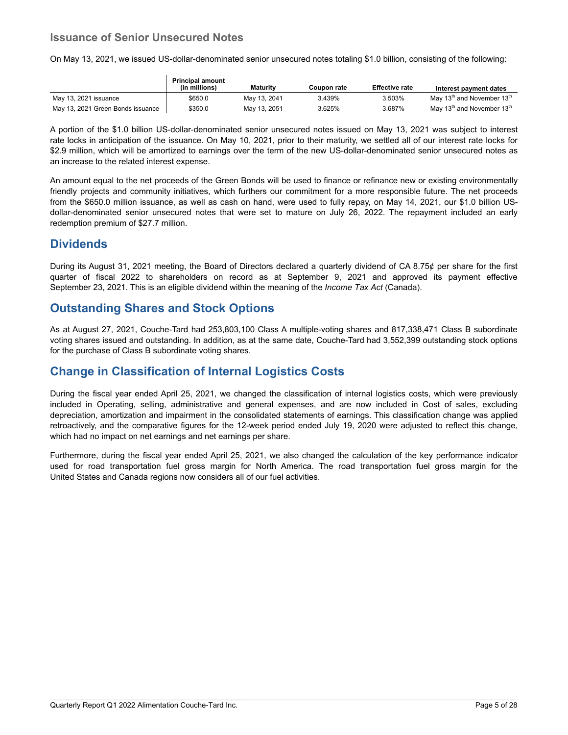## Issuance of Senior Unsecured Notes

On May 13, 2021, we issued US-dollar-denominated senior unsecured notes totaling $1.0 billion, consisting of the following:

| | Principal amount (in millions) | Maturity | Coupon rate | Effective rate | Interest payment dates |
|---|---|---|---|---|---|
| May 13, 2021 issuance | $650.0 | May 13, 2041 | 3.439% | 3.503% | May 13th and November 13th |
| May 13, 2021 Green Bonds issuance | $350.0 | May 13, 2051 | 3.625% | 3.687% | May 13th and November 13th |

A portion of the $1.0 billion US-dollar-denominated senior unsecured notes issued on May 13, 2021 was subject to interest rate locks in anticipation of the issuance. On May 10, 2021, prior to their maturity, we settled all of our interest rate locks for $2.9 million, which will be amortized to earnings over the term of the new US-dollar-denominated senior unsecured notes as an increase to the related interest expense.

An amount equal to the net proceeds of the Green Bonds will be used to finance or refinance new or existing environmentally friendly projects and community initiatives, which furthers our commitment for a more responsible future. The net proceeds from the $650.0 million issuance, as well as cash on hand, were used to fully repay, on May 14, 2021, our $1.0 billion US-dollar-denominated senior unsecured notes that were set to mature on July 26, 2022. The repayment included an early redemption premium of $27.7 million.

## Dividends

During its August 31, 2021 meeting, the Board of Directors declared a quarterly dividend of CA 8.75¢ per share for the first quarter of fiscal 2022 to shareholders on record as at September 9, 2021 and approved its payment effective September 23, 2021. This is an eligible dividend within the meaning of the *Income Tax Act* (Canada).

## Outstanding Shares and Stock Options

As at August 27, 2021, Couche-Tard had 253,803,100 Class A multiple-voting shares and 817,338,471 Class B subordinate voting shares issued and outstanding. In addition, as at the same date, Couche-Tard had 3,552,399 outstanding stock options for the purchase of Class B subordinate voting shares.

## Change in Classification of Internal Logistics Costs

During the fiscal year ended April 25, 2021, we changed the classification of internal logistics costs, which were previously included in Operating, selling, administrative and general expenses, and are now included in Cost of sales, excluding depreciation, amortization and impairment in the consolidated statements of earnings. This classification change was applied retroactively, and the comparative figures for the 12-week period ended July 19, 2020 were adjusted to reflect this change, which had no impact on net earnings and net earnings per share.

Furthermore, during the fiscal year ended April 25, 2021, we also changed the calculation of the key performance indicator used for road transportation fuel gross margin for North America. The road transportation fuel gross margin for the United States and Canada regions now considers all of our fuel activities.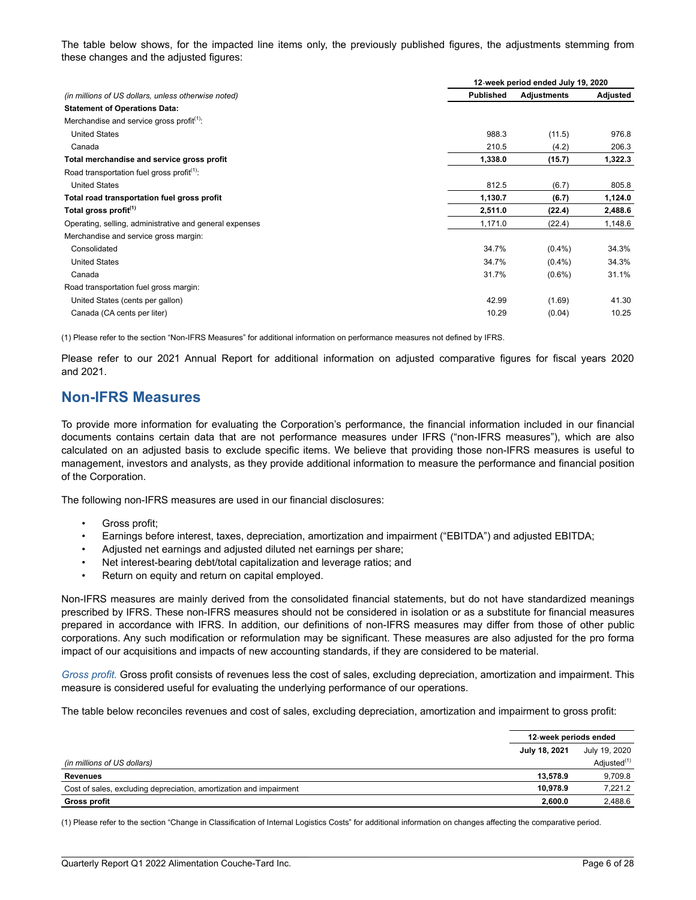The table below shows, for the impacted line items only, the previously published figures, the adjustments stemming from these changes and the adjusted figures:

| | 12-week period ended July 19, 2020 | | |
|---|---|---|---|
| *(in millions of US dollars, unless otherwise noted)* | **Published** | **Adjustments** | **Adjusted** |
| **Statement of Operations Data:** | | | |
| Merchandise and service gross profit(1): | | | |
| United States | 988.3 | (11.5) | 976.8 |
| Canada | 210.5 | (4.2) | 206.3 |
| **Total merchandise and service gross profit** | **1,338.0** | **(15.7)** | **1,322.3** |
| Road transportation fuel gross profit(1): | | | |
| United States | 812.5 | (6.7) | 805.8 |
| **Total road transportation fuel gross profit** | **1,130.7** | **(6.7)** | **1,124.0** |
| **Total gross profit(1)** | **2,511.0** | **(22.4)** | **2,488.6** |
| Operating, selling, administrative and general expenses | 1,171.0 | (22.4) | 1,148.6 |
| Merchandise and service gross margin: | | | |
| Consolidated | 34.7% | (0.4%) | 34.3% |
| United States | 34.7% | (0.4%) | 34.3% |
| Canada | 31.7% | (0.6%) | 31.1% |
| Road transportation fuel gross margin: | | | |
| United States (cents per gallon) | 42.99 | (1.69) | 41.30 |
| Canada (CA cents per liter) | 10.29 | (0.04) | 10.25 |

(1) Please refer to the section "Non-IFRS Measures" for additional information on performance measures not defined by IFRS.

Please refer to our 2021 Annual Report for additional information on adjusted comparative figures for fiscal years 2020 and 2021.

## Non-IFRS Measures

To provide more information for evaluating the Corporation's performance, the financial information included in our financial documents contains certain data that are not performance measures under IFRS ("non-IFRS measures"), which are also calculated on an adjusted basis to exclude specific items. We believe that providing those non-IFRS measures is useful to management, investors and analysts, as they provide additional information to measure the performance and financial position of the Corporation.

The following non-IFRS measures are used in our financial disclosures:

- Gross profit;
- Earnings before interest, taxes, depreciation, amortization and impairment ("EBITDA") and adjusted EBITDA;
- Adjusted net earnings and adjusted diluted net earnings per share;
- Net interest-bearing debt/total capitalization and leverage ratios; and
- Return on equity and return on capital employed.

Non-IFRS measures are mainly derived from the consolidated financial statements, but do not have standardized meanings prescribed by IFRS. These non-IFRS measures should not be considered in isolation or as a substitute for financial measures prepared in accordance with IFRS. In addition, our definitions of non-IFRS measures may differ from those of other public corporations. Any such modification or reformulation may be significant. These measures are also adjusted for the pro forma impact of our acquisitions and impacts of new accounting standards, if they are considered to be material.

*Gross profit.* Gross profit consists of revenues less the cost of sales, excluding depreciation, amortization and impairment. This measure is considered useful for evaluating the underlying performance of our operations.

The table below reconciles revenues and cost of sales, excluding depreciation, amortization and impairment to gross profit:

| | 12-week periods ended | |
|---|---|---|
| | **July 18, 2021** | July 19, 2020 |
| *(in millions of US dollars)* | | Adjusted(1) |
| **Revenues** | **13,578.9** | 9,709.8 |
| Cost of sales, excluding depreciation, amortization and impairment | **10,978.9** | 7,221.2 |
| **Gross profit** | **2,600.0** | 2,488.6 |

(1) Please refer to the section "Change in Classification of Internal Logistics Costs" for additional information on changes affecting the comparative period.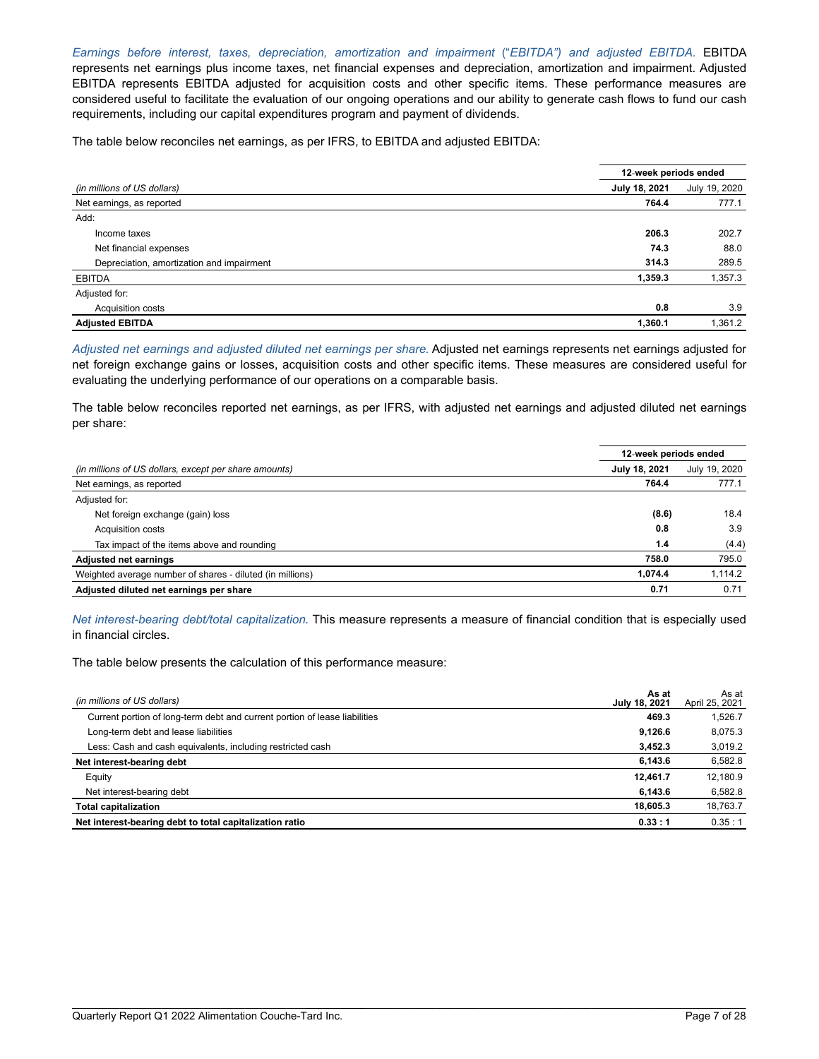*Earnings before interest, taxes, depreciation, amortization and impairment ("EBITDA") and adjusted EBITDA.* EBITDA represents net earnings plus income taxes, net financial expenses and depreciation, amortization and impairment. Adjusted EBITDA represents EBITDA adjusted for acquisition costs and other specific items. These performance measures are considered useful to facilitate the evaluation of our ongoing operations and our ability to generate cash flows to fund our cash requirements, including our capital expenditures program and payment of dividends.

The table below reconciles net earnings, as per IFRS, to EBITDA and adjusted EBITDA:

| | 12-week periods ended | |
|---|---|---|
| *(in millions of US dollars)* | **July 18, 2021** | July 19, 2020 |
| Net earnings, as reported | **764.4** | 777.1 |
| Add: | | |
| Income taxes | **206.3** | 202.7 |
| Net financial expenses | **74.3** | 88.0 |
| Depreciation, amortization and impairment | **314.3** | 289.5 |
| EBITDA | **1,359.3** | 1,357.3 |
| Adjusted for: | | |
| Acquisition costs | **0.8** | 3.9 |
| **Adjusted EBITDA** | **1,360.1** | 1,361.2 |

*Adjusted net earnings and adjusted diluted net earnings per share.* Adjusted net earnings represents net earnings adjusted for net foreign exchange gains or losses, acquisition costs and other specific items. These measures are considered useful for evaluating the underlying performance of our operations on a comparable basis.

The table below reconciles reported net earnings, as per IFRS, with adjusted net earnings and adjusted diluted net earnings per share:

| | 12-week periods ended | |
|---|---|---|
| *(in millions of US dollars, except per share amounts)* | **July 18, 2021** | July 19, 2020 |
| Net earnings, as reported | **764.4** | 777.1 |
| Adjusted for: | | |
| Net foreign exchange (gain) loss | **(8.6)** | 18.4 |
| Acquisition costs | **0.8** | 3.9 |
| Tax impact of the items above and rounding | **1.4** | (4.4) |
| **Adjusted net earnings** | **758.0** | 795.0 |
| Weighted average number of shares - diluted (in millions) | **1,074.4** | 1,114.2 |
| **Adjusted diluted net earnings per share** | **0.71** | 0.71 |

*Net interest-bearing debt/total capitalization.* This measure represents a measure of financial condition that is especially used in financial circles.

The table below presents the calculation of this performance measure:

| *(in millions of US dollars)* | **As at July 18, 2021** | As at April 25, 2021 |
|---|---|---|
| Current portion of long-term debt and current portion of lease liabilities | **469.3** | 1,526.7 |
| Long-term debt and lease liabilities | **9,126.6** | 8,075.3 |
| Less: Cash and cash equivalents, including restricted cash | **3,452.3** | 3,019.2 |
| **Net interest-bearing debt** | **6,143.6** | 6,582.8 |
| Equity | **12,461.7** | 12,180.9 |
| Net interest-bearing debt | **6,143.6** | 6,582.8 |
| **Total capitalization** | **18,605.3** | 18,763.7 |
| **Net interest-bearing debt to total capitalization ratio** | **0.33 : 1** | 0.35 : 1 |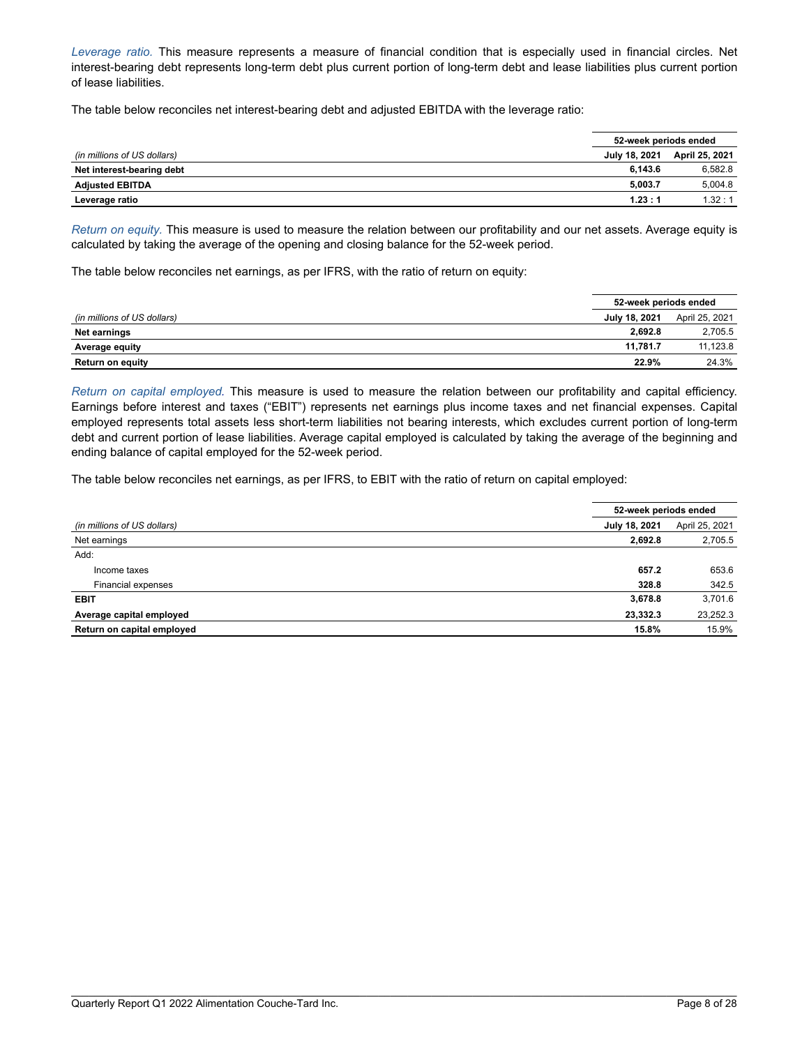*Leverage ratio.* This measure represents a measure of financial condition that is especially used in financial circles. Net interest-bearing debt represents long-term debt plus current portion of long-term debt and lease liabilities plus current portion of lease liabilities.

The table below reconciles net interest-bearing debt and adjusted EBITDA with the leverage ratio:

| | 52-week periods ended | |
|---|---|---|
| *(in millions of US dollars)* | **July 18, 2021** | **April 25, 2021** |
| **Net interest-bearing debt** | **6,143.6** | 6,582.8 |
| **Adjusted EBITDA** | **5,003.7** | 5,004.8 |
| **Leverage ratio** | **1.23 : 1** | 1.32 : 1 |

*Return on equity.* This measure is used to measure the relation between our profitability and our net assets. Average equity is calculated by taking the average of the opening and closing balance for the 52-week period.

The table below reconciles net earnings, as per IFRS, with the ratio of return on equity:

| | 52-week periods ended | |
|---|---|---|
| *(in millions of US dollars)* | **July 18, 2021** | April 25, 2021 |
| **Net earnings** | **2,692.8** | 2,705.5 |
| **Average equity** | **11,781.7** | 11,123.8 |
| **Return on equity** | **22.9%** | 24.3% |

*Return on capital employed.* This measure is used to measure the relation between our profitability and capital efficiency. Earnings before interest and taxes ("EBIT") represents net earnings plus income taxes and net financial expenses. Capital employed represents total assets less short-term liabilities not bearing interests, which excludes current portion of long-term debt and current portion of lease liabilities. Average capital employed is calculated by taking the average of the beginning and ending balance of capital employed for the 52-week period.

The table below reconciles net earnings, as per IFRS, to EBIT with the ratio of return on capital employed:

| | 52-week periods ended | |
|---|---|---|
| *(in millions of US dollars)* | **July 18, 2021** | April 25, 2021 |
| Net earnings | **2,692.8** | 2,705.5 |
| Add: | | |
| Income taxes | **657.2** | 653.6 |
| Financial expenses | **328.8** | 342.5 |
| **EBIT** | **3,678.8** | 3,701.6 |
| **Average capital employed** | **23,332.3** | 23,252.3 |
| **Return on capital employed** | **15.8%** | 15.9% |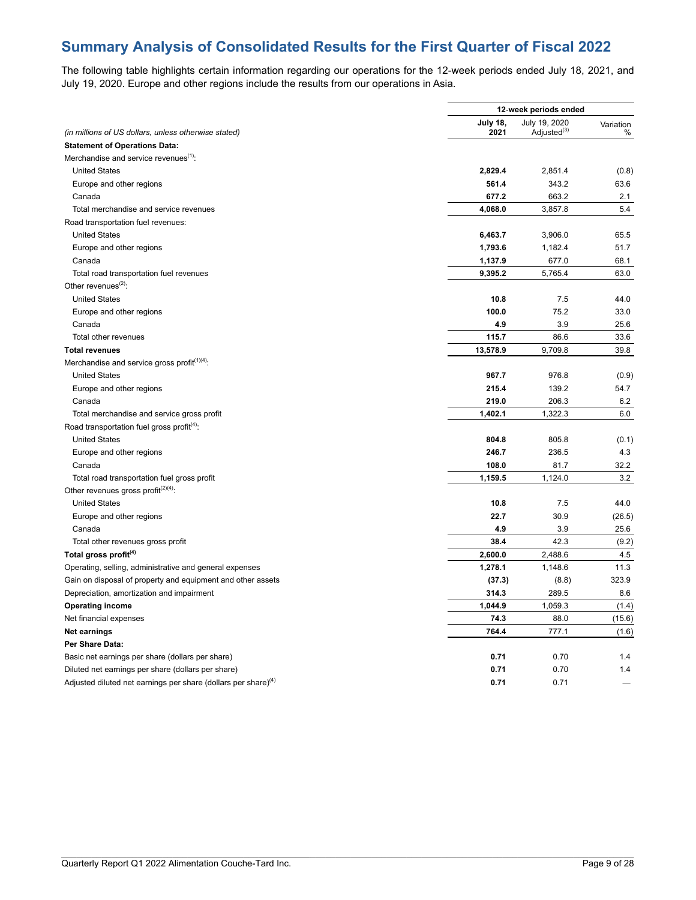## Summary Analysis of Consolidated Results for the First Quarter of Fiscal 2022

The following table highlights certain information regarding our operations for the 12-week periods ended July 18, 2021, and July 19, 2020. Europe and other regions include the results from our operations in Asia.

| | 12-week periods ended | | |
|---|---|---|---|
| *(in millions of US dollars, unless otherwise stated)* | **July 18, 2021** | July 19, 2020 Adjusted[3] | Variation % |
| **Statement of Operations Data:** | | | |
| Merchandise and service revenues[1]: | | | |
| United States | **2,829.4** | 2,851.4 | (0.8) |
| Europe and other regions | **561.4** | 343.2 | 63.6 |
| Canada | **677.2** | 663.2 | 2.1 |
| Total merchandise and service revenues | **4,068.0** | 3,857.8 | 5.4 |
| Road transportation fuel revenues: | | | |
| United States | **6,463.7** | 3,906.0 | 65.5 |
| Europe and other regions | **1,793.6** | 1,182.4 | 51.7 |
| Canada | **1,137.9** | 677.0 | 68.1 |
| Total road transportation fuel revenues | **9,395.2** | 5,765.4 | 63.0 |
| Other revenues[2]: | | | |
| United States | **10.8** | 7.5 | 44.0 |
| Europe and other regions | **100.0** | 75.2 | 33.0 |
| Canada | **4.9** | 3.9 | 25.6 |
| Total other revenues | **115.7** | 86.6 | 33.6 |
| **Total revenues** | **13,578.9** | 9,709.8 | 39.8 |
| Merchandise and service gross profit[1][4]: | | | |
| United States | **967.7** | 976.8 | (0.9) |
| Europe and other regions | **215.4** | 139.2 | 54.7 |
| Canada | **219.0** | 206.3 | 6.2 |
| Total merchandise and service gross profit | **1,402.1** | 1,322.3 | 6.0 |
| Road transportation fuel gross profit[4]: | | | |
| United States | **804.8** | 805.8 | (0.1) |
| Europe and other regions | **246.7** | 236.5 | 4.3 |
| Canada | **108.0** | 81.7 | 32.2 |
| Total road transportation fuel gross profit | **1,159.5** | 1,124.0 | 3.2 |
| Other revenues gross profit[2][4]: | | | |
| United States | **10.8** | 7.5 | 44.0 |
| Europe and other regions | **22.7** | 30.9 | (26.5) |
| Canada | **4.9** | 3.9 | 25.6 |
| Total other revenues gross profit | **38.4** | 42.3 | (9.2) |
| **Total gross profit[4]** | **2,600.0** | 2,488.6 | 4.5 |
| Operating, selling, administrative and general expenses | **1,278.1** | 1,148.6 | 11.3 |
| Gain on disposal of property and equipment and other assets | **(37.3)** | (8.8) | 323.9 |
| Depreciation, amortization and impairment | **314.3** | 289.5 | 8.6 |
| **Operating income** | **1,044.9** | 1,059.3 | (1.4) |
| Net financial expenses | **74.3** | 88.0 | (15.6) |
| **Net earnings** | **764.4** | 777.1 | (1.6) |
| **Per Share Data:** | | | |
| Basic net earnings per share (dollars per share) | **0.71** | 0.70 | 1.4 |
| Diluted net earnings per share (dollars per share) | **0.71** | 0.70 | 1.4 |
| Adjusted diluted net earnings per share (dollars per share)[4] | **0.71** | 0.71 | — |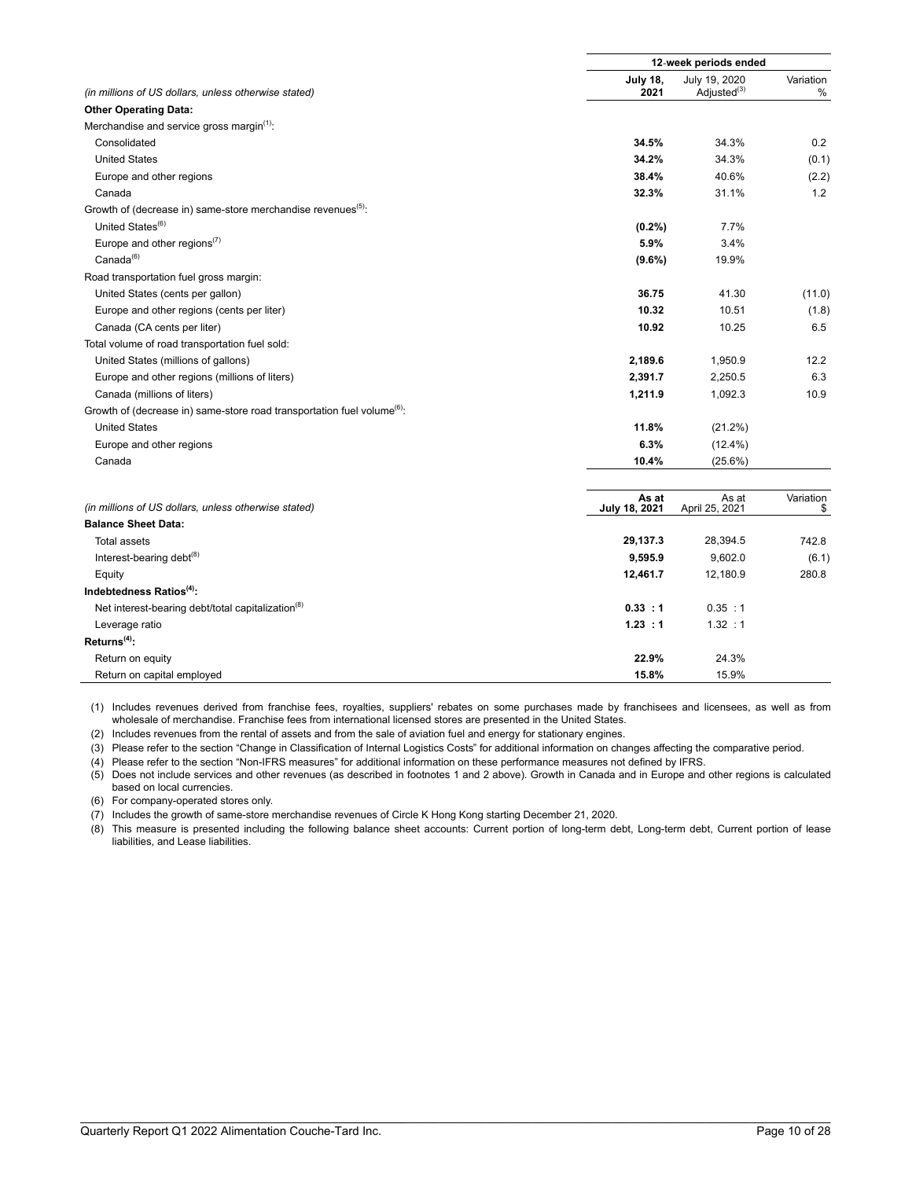| (in millions of US dollars, unless otherwise stated) | 12-week periods ended July 18, 2021 | July 19, 2020 Adjusted[(3)] | Variation % |
|---|---|---|---|
| **Other Operating Data:** | | | |
| Merchandise and service gross margin[(1)]: | | | |
| Consolidated | **34.5%** | 34.3% | 0.2 |
| United States | **34.2%** | 34.3% | (0.1) |
| Europe and other regions | **38.4%** | 40.6% | (2.2) |
| Canada | **32.3%** | 31.1% | 1.2 |
| Growth of (decrease in) same-store merchandise revenues[(5)]: | | | |
| United States[(6)] | **(0.2%)** | 7.7% | |
| Europe and other regions[(7)] | **5.9%** | 3.4% | |
| Canada[(6)] | **(9.6%)** | 19.9% | |
| Road transportation fuel gross margin: | | | |
| United States (cents per gallon) | **36.75** | 41.30 | (11.0) |
| Europe and other regions (cents per liter) | **10.32** | 10.51 | (1.8) |
| Canada (CA cents per liter) | **10.92** | 10.25 | 6.5 |
| Total volume of road transportation fuel sold: | | | |
| United States (millions of gallons) | **2,189.6** | 1,950.9 | 12.2 |
| Europe and other regions (millions of liters) | **2,391.7** | 2,250.5 | 6.3 |
| Canada (millions of liters) | **1,211.9** | 1,092.3 | 10.9 |
| Growth of (decrease in) same-store road transportation fuel volume[(6)]: | | | |
| United States | **11.8%** | (21.2%) | |
| Europe and other regions | **6.3%** | (12.4%) | |
| Canada | **10.4%** | (25.6%) | |

| (in millions of US dollars, unless otherwise stated) | As at July 18, 2021 | As at April 25, 2021 | Variation $ |
|---|---|---|---|
| **Balance Sheet Data:** | | | |
| Total assets | **29,137.3** | 28,394.5 | 742.8 |
| Interest-bearing debt[(8)] | **9,595.9** | 9,602.0 | (6.1) |
| Equity | **12,461.7** | 12,180.9 | 280.8 |
| **Indebtedness Ratios[(4)]:** | | | |
| Net interest-bearing debt/total capitalization[(8)] | **0.33 : 1** | 0.35 : 1 | |
| Leverage ratio | **1.23 : 1** | 1.32 : 1 | |
| **Returns[(4)]:** | | | |
| Return on equity | **22.9%** | 24.3% | |
| Return on capital employed | **15.8%** | 15.9% | |

(1) Includes revenues derived from franchise fees, royalties, suppliers' rebates on some purchases made by franchisees and licensees, as well as from wholesale of merchandise. Franchise fees from international licensed stores are presented in the United States.

(2) Includes revenues from the rental of assets and from the sale of aviation fuel and energy for stationary engines.

(3) Please refer to the section "Change in Classification of Internal Logistics Costs" for additional information on changes affecting the comparative period.

(4) Please refer to the section "Non-IFRS measures" for additional information on these performance measures not defined by IFRS.

(5) Does not include services and other revenues (as described in footnotes 1 and 2 above). Growth in Canada and in Europe and other regions is calculated based on local currencies.

(6) For company-operated stores only.

(7) Includes the growth of same-store merchandise revenues of Circle K Hong Kong starting December 21, 2020.

(8) This measure is presented including the following balance sheet accounts: Current portion of long-term debt, Long-term debt, Current portion of lease liabilities, and Lease liabilities.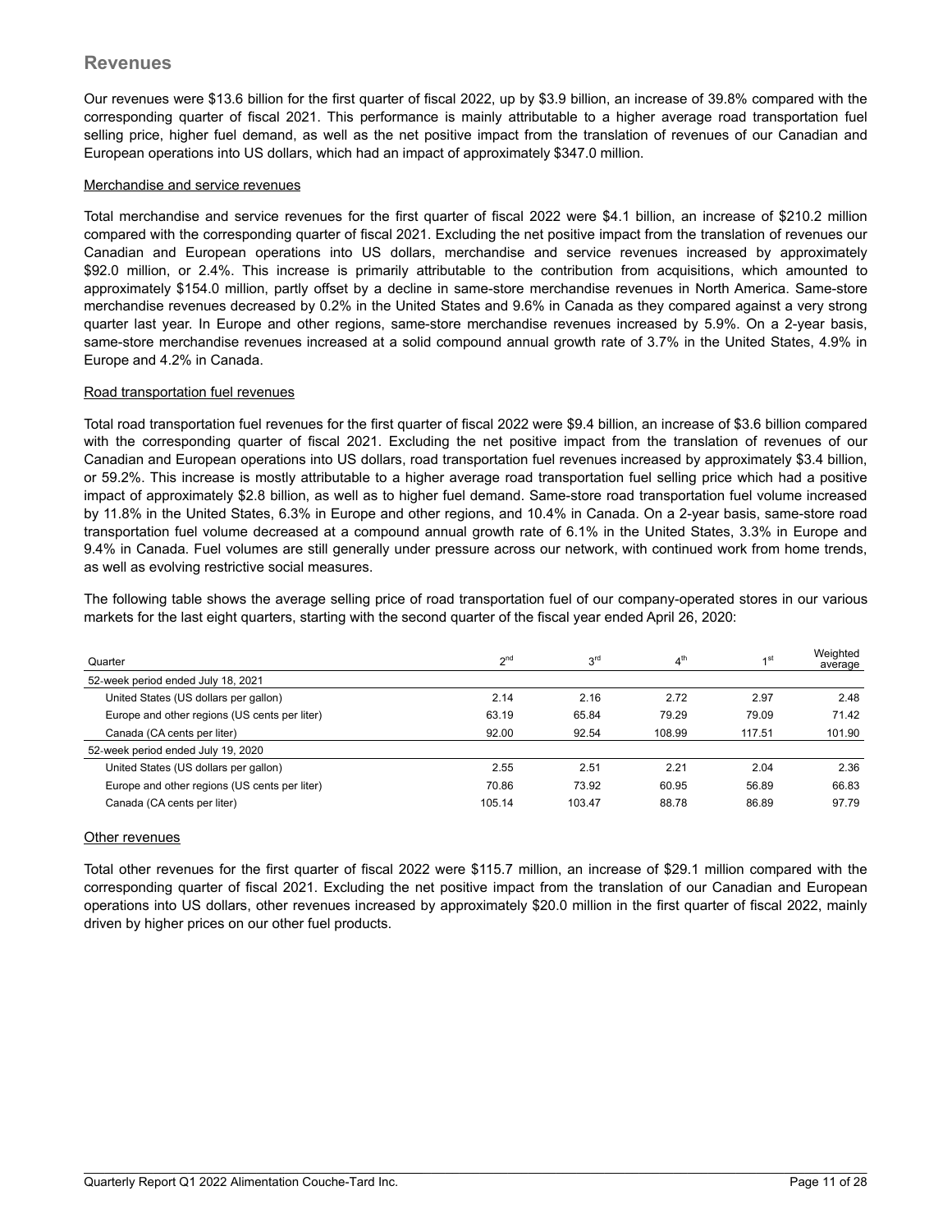## Revenues

Our revenues were $13.6 billion for the first quarter of fiscal 2022, up by $3.9 billion, an increase of 39.8% compared with the corresponding quarter of fiscal 2021. This performance is mainly attributable to a higher average road transportation fuel selling price, higher fuel demand, as well as the net positive impact from the translation of revenues of our Canadian and European operations into US dollars, which had an impact of approximately $347.0 million.

Merchandise and service revenues

Total merchandise and service revenues for the first quarter of fiscal 2022 were $4.1 billion, an increase of $210.2 million compared with the corresponding quarter of fiscal 2021. Excluding the net positive impact from the translation of revenues our Canadian and European operations into US dollars, merchandise and service revenues increased by approximately $92.0 million, or 2.4%. This increase is primarily attributable to the contribution from acquisitions, which amounted to approximately $154.0 million, partly offset by a decline in same-store merchandise revenues in North America. Same-store merchandise revenues decreased by 0.2% in the United States and 9.6% in Canada as they compared against a very strong quarter last year. In Europe and other regions, same-store merchandise revenues increased by 5.9%. On a 2-year basis, same-store merchandise revenues increased at a solid compound annual growth rate of 3.7% in the United States, 4.9% in Europe and 4.2% in Canada.

Road transportation fuel revenues

Total road transportation fuel revenues for the first quarter of fiscal 2022 were $9.4 billion, an increase of $3.6 billion compared with the corresponding quarter of fiscal 2021. Excluding the net positive impact from the translation of revenues of our Canadian and European operations into US dollars, road transportation fuel revenues increased by approximately $3.4 billion, or 59.2%. This increase is mostly attributable to a higher average road transportation fuel selling price which had a positive impact of approximately $2.8 billion, as well as to higher fuel demand. Same-store road transportation fuel volume increased by 11.8% in the United States, 6.3% in Europe and other regions, and 10.4% in Canada. On a 2-year basis, same-store road transportation fuel volume decreased at a compound annual growth rate of 6.1% in the United States, 3.3% in Europe and 9.4% in Canada. Fuel volumes are still generally under pressure across our network, with continued work from home trends, as well as evolving restrictive social measures.

The following table shows the average selling price of road transportation fuel of our company-operated stores in our various markets for the last eight quarters, starting with the second quarter of the fiscal year ended April 26, 2020:

| Quarter | 2nd | 3rd | 4th | 1st | Weighted average |
|---|---|---|---|---|---|
| 52-week period ended July 18, 2021 | | | | | |
| United States (US dollars per gallon) | 2.14 | 2.16 | 2.72 | 2.97 | 2.48 |
| Europe and other regions (US cents per liter) | 63.19 | 65.84 | 79.29 | 79.09 | 71.42 |
| Canada (CA cents per liter) | 92.00 | 92.54 | 108.99 | 117.51 | 101.90 |
| 52-week period ended July 19, 2020 | | | | | |
| United States (US dollars per gallon) | 2.55 | 2.51 | 2.21 | 2.04 | 2.36 |
| Europe and other regions (US cents per liter) | 70.86 | 73.92 | 60.95 | 56.89 | 66.83 |
| Canada (CA cents per liter) | 105.14 | 103.47 | 88.78 | 86.89 | 97.79 |

Other revenues

Total other revenues for the first quarter of fiscal 2022 were $115.7 million, an increase of $29.1 million compared with the corresponding quarter of fiscal 2021. Excluding the net positive impact from the translation of our Canadian and European operations into US dollars, other revenues increased by approximately $20.0 million in the first quarter of fiscal 2022, mainly driven by higher prices on our other fuel products.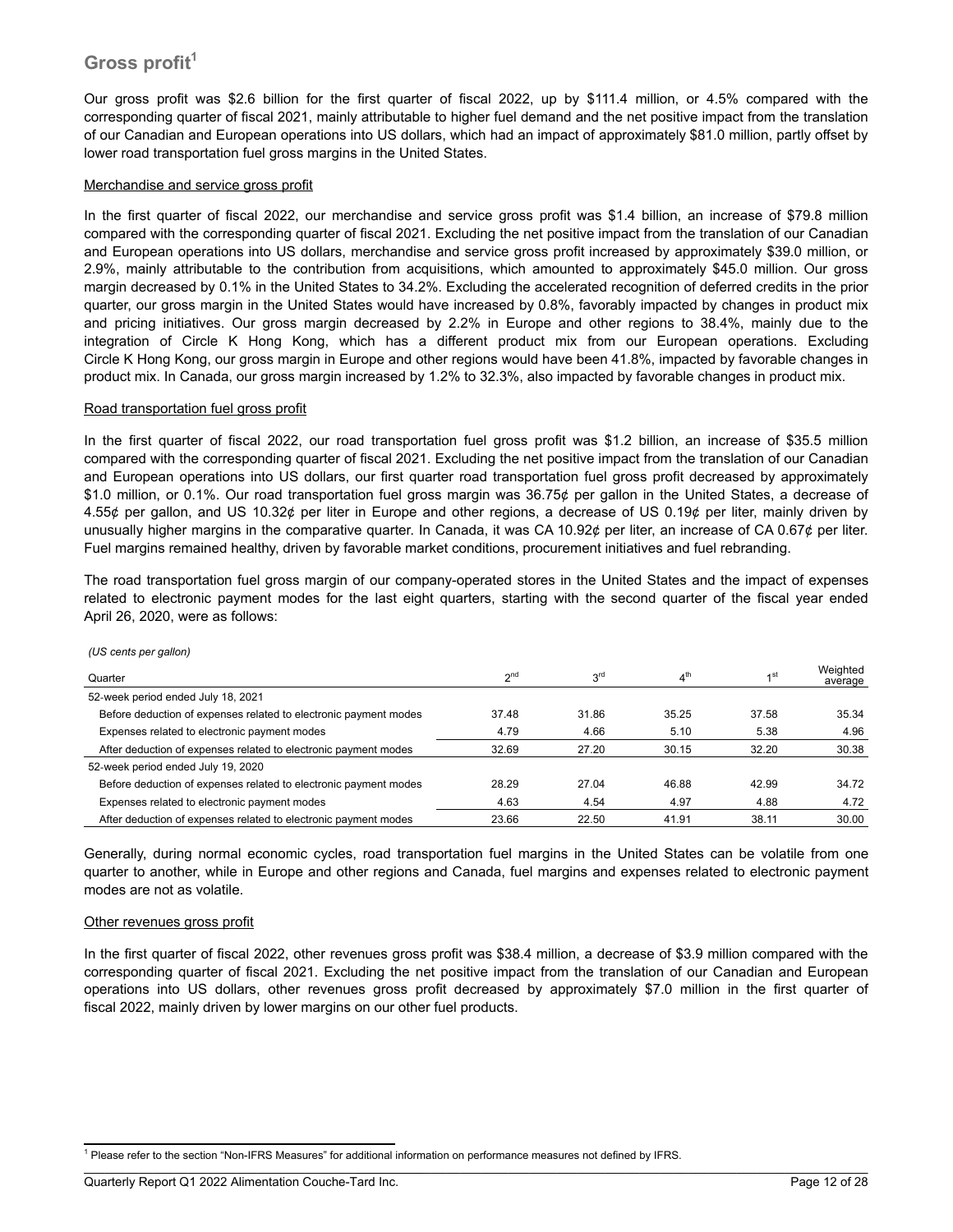## Gross profit[1]

Our gross profit was $2.6 billion for the first quarter of fiscal 2022, up by $111.4 million, or 4.5% compared with the corresponding quarter of fiscal 2021, mainly attributable to higher fuel demand and the net positive impact from the translation of our Canadian and European operations into US dollars, which had an impact of approximately $81.0 million, partly offset by lower road transportation fuel gross margins in the United States.

Merchandise and service gross profit

In the first quarter of fiscal 2022, our merchandise and service gross profit was $1.4 billion, an increase of $79.8 million compared with the corresponding quarter of fiscal 2021. Excluding the net positive impact from the translation of our Canadian and European operations into US dollars, merchandise and service gross profit increased by approximately $39.0 million, or 2.9%, mainly attributable to the contribution from acquisitions, which amounted to approximately $45.0 million. Our gross margin decreased by 0.1% in the United States to 34.2%. Excluding the accelerated recognition of deferred credits in the prior quarter, our gross margin in the United States would have increased by 0.8%, favorably impacted by changes in product mix and pricing initiatives. Our gross margin decreased by 2.2% in Europe and other regions to 38.4%, mainly due to the integration of Circle K Hong Kong, which has a different product mix from our European operations. Excluding Circle K Hong Kong, our gross margin in Europe and other regions would have been 41.8%, impacted by favorable changes in product mix. In Canada, our gross margin increased by 1.2% to 32.3%, also impacted by favorable changes in product mix.

Road transportation fuel gross profit

In the first quarter of fiscal 2022, our road transportation fuel gross profit was $1.2 billion, an increase of $35.5 million compared with the corresponding quarter of fiscal 2021. Excluding the net positive impact from the translation of our Canadian and European operations into US dollars, our first quarter road transportation fuel gross profit decreased by approximately $1.0 million, or 0.1%. Our road transportation fuel gross margin was 36.75¢ per gallon in the United States, a decrease of 4.55¢ per gallon, and US 10.32¢ per liter in Europe and other regions, a decrease of US 0.19¢ per liter, mainly driven by unusually higher margins in the comparative quarter. In Canada, it was CA 10.92¢ per liter, an increase of CA 0.67¢ per liter. Fuel margins remained healthy, driven by favorable market conditions, procurement initiatives and fuel rebranding.

The road transportation fuel gross margin of our company-operated stores in the United States and the impact of expenses related to electronic payment modes for the last eight quarters, starting with the second quarter of the fiscal year ended April 26, 2020, were as follows:

*(US cents per gallon)*

| Quarter | 2nd | 3rd | 4th | 1st | Weighted average |
|---|---|---|---|---|---|
| 52-week period ended July 18, 2021 | | | | | |
| Before deduction of expenses related to electronic payment modes | 37.48 | 31.86 | 35.25 | 37.58 | 35.34 |
| Expenses related to electronic payment modes | 4.79 | 4.66 | 5.10 | 5.38 | 4.96 |
| After deduction of expenses related to electronic payment modes | 32.69 | 27.20 | 30.15 | 32.20 | 30.38 |
| 52-week period ended July 19, 2020 | | | | | |
| Before deduction of expenses related to electronic payment modes | 28.29 | 27.04 | 46.88 | 42.99 | 34.72 |
| Expenses related to electronic payment modes | 4.63 | 4.54 | 4.97 | 4.88 | 4.72 |
| After deduction of expenses related to electronic payment modes | 23.66 | 22.50 | 41.91 | 38.11 | 30.00 |

Generally, during normal economic cycles, road transportation fuel margins in the United States can be volatile from one quarter to another, while in Europe and other regions and Canada, fuel margins and expenses related to electronic payment modes are not as volatile.

Other revenues gross profit

In the first quarter of fiscal 2022, other revenues gross profit was $38.4 million, a decrease of $3.9 million compared with the corresponding quarter of fiscal 2021. Excluding the net positive impact from the translation of our Canadian and European operations into US dollars, other revenues gross profit decreased by approximately $7.0 million in the first quarter of fiscal 2022, mainly driven by lower margins on our other fuel products.

[1] Please refer to the section "Non-IFRS Measures" for additional information on performance measures not defined by IFRS.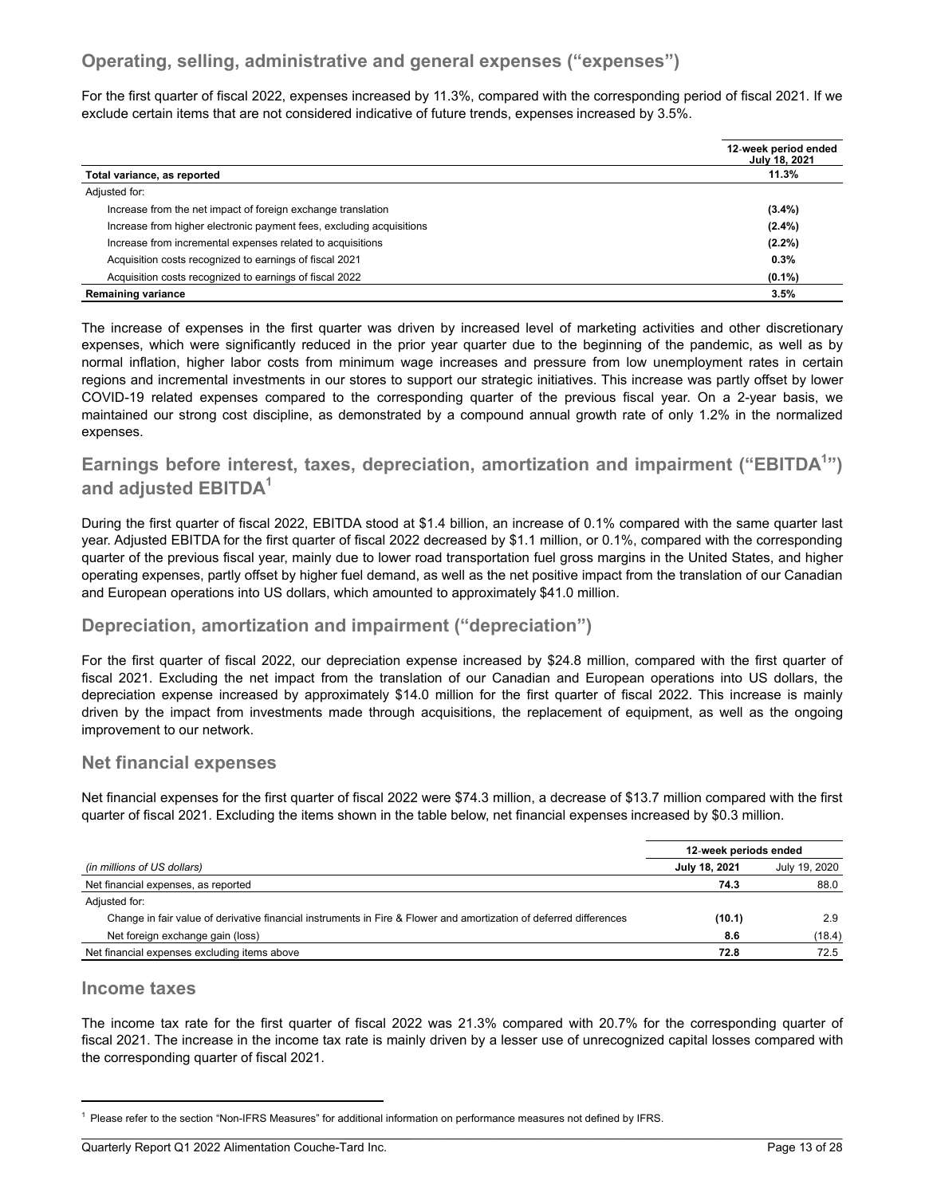## Operating, selling, administrative and general expenses (“expenses”)

For the first quarter of fiscal 2022, expenses increased by 11.3%, compared with the corresponding period of fiscal 2021. If we exclude certain items that are not considered indicative of future trends, expenses increased by 3.5%.

| | 12-week period ended July 18, 2021 |
|---|---|
| **Total variance, as reported** | **11.3%** |
| Adjusted for: | |
| Increase from the net impact of foreign exchange translation | **(3.4%)** |
| Increase from higher electronic payment fees, excluding acquisitions | **(2.4%)** |
| Increase from incremental expenses related to acquisitions | **(2.2%)** |
| Acquisition costs recognized to earnings of fiscal 2021 | **0.3%** |
| Acquisition costs recognized to earnings of fiscal 2022 | **(0.1%)** |
| **Remaining variance** | **3.5%** |

The increase of expenses in the first quarter was driven by increased level of marketing activities and other discretionary expenses, which were significantly reduced in the prior year quarter due to the beginning of the pandemic, as well as by normal inflation, higher labor costs from minimum wage increases and pressure from low unemployment rates in certain regions and incremental investments in our stores to support our strategic initiatives. This increase was partly offset by lower COVID-19 related expenses compared to the corresponding quarter of the previous fiscal year. On a 2-year basis, we maintained our strong cost discipline, as demonstrated by a compound annual growth rate of only 1.2% in the normalized expenses.

## Earnings before interest, taxes, depreciation, amortization and impairment (“EBITDA[1]”) and adjusted EBITDA[1]

During the first quarter of fiscal 2022, EBITDA stood at $1.4 billion, an increase of 0.1% compared with the same quarter last year. Adjusted EBITDA for the first quarter of fiscal 2022 decreased by $1.1 million, or 0.1%, compared with the corresponding quarter of the previous fiscal year, mainly due to lower road transportation fuel gross margins in the United States, and higher operating expenses, partly offset by higher fuel demand, as well as the net positive impact from the translation of our Canadian and European operations into US dollars, which amounted to approximately $41.0 million.

## Depreciation, amortization and impairment (“depreciation”)

For the first quarter of fiscal 2022, our depreciation expense increased by $24.8 million, compared with the first quarter of fiscal 2021. Excluding the net impact from the translation of our Canadian and European operations into US dollars, the depreciation expense increased by approximately $14.0 million for the first quarter of fiscal 2022. This increase is mainly driven by the impact from investments made through acquisitions, the replacement of equipment, as well as the ongoing improvement to our network.

## Net financial expenses

Net financial expenses for the first quarter of fiscal 2022 were $74.3 million, a decrease of $13.7 million compared with the first quarter of fiscal 2021. Excluding the items shown in the table below, net financial expenses increased by $0.3 million.

| | 12-week periods ended | |
|---|---|---|
| *(in millions of US dollars)* | **July 18, 2021** | July 19, 2020 |
| Net financial expenses, as reported | **74.3** | 88.0 |
| Adjusted for: | | |
| Change in fair value of derivative financial instruments in Fire & Flower and amortization of deferred differences | **(10.1)** | 2.9 |
| Net foreign exchange gain (loss) | **8.6** | (18.4) |
| Net financial expenses excluding items above | **72.8** | 72.5 |

## Income taxes

The income tax rate for the first quarter of fiscal 2022 was 21.3% compared with 20.7% for the corresponding quarter of fiscal 2021. The increase in the income tax rate is mainly driven by a lesser use of unrecognized capital losses compared with the corresponding quarter of fiscal 2021.

[1] Please refer to the section “Non-IFRS Measures” for additional information on performance measures not defined by IFRS.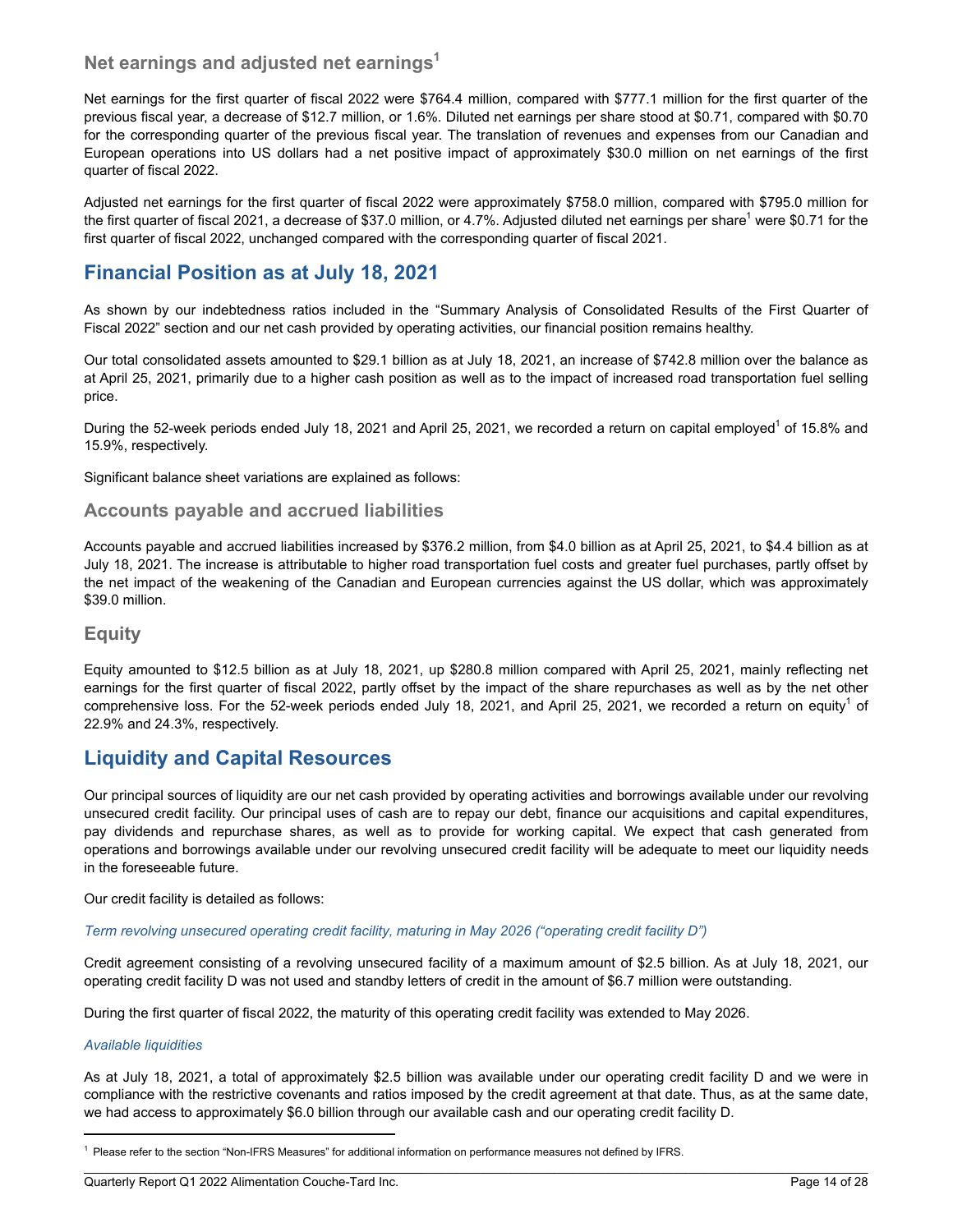### Net earnings and adjusted net earnings[1]

Net earnings for the first quarter of fiscal 2022 were $764.4 million, compared with $777.1 million for the first quarter of the previous fiscal year, a decrease of $12.7 million, or 1.6%. Diluted net earnings per share stood at $0.71, compared with $0.70 for the corresponding quarter of the previous fiscal year. The translation of revenues and expenses from our Canadian and European operations into US dollars had a net positive impact of approximately $30.0 million on net earnings of the first quarter of fiscal 2022.

Adjusted net earnings for the first quarter of fiscal 2022 were approximately $758.0 million, compared with $795.0 million for the first quarter of fiscal 2021, a decrease of $37.0 million, or 4.7%. Adjusted diluted net earnings per share[1] were $0.71 for the first quarter of fiscal 2022, unchanged compared with the corresponding quarter of fiscal 2021.

## Financial Position as at July 18, 2021

As shown by our indebtedness ratios included in the "Summary Analysis of Consolidated Results of the First Quarter of Fiscal 2022" section and our net cash provided by operating activities, our financial position remains healthy.

Our total consolidated assets amounted to $29.1 billion as at July 18, 2021, an increase of $742.8 million over the balance as at April 25, 2021, primarily due to a higher cash position as well as to the impact of increased road transportation fuel selling price.

During the 52-week periods ended July 18, 2021 and April 25, 2021, we recorded a return on capital employed[1] of 15.8% and 15.9%, respectively.

Significant balance sheet variations are explained as follows:

### Accounts payable and accrued liabilities

Accounts payable and accrued liabilities increased by $376.2 million, from $4.0 billion as at April 25, 2021, to $4.4 billion as at July 18, 2021. The increase is attributable to higher road transportation fuel costs and greater fuel purchases, partly offset by the net impact of the weakening of the Canadian and European currencies against the US dollar, which was approximately $39.0 million.

### Equity

Equity amounted to $12.5 billion as at July 18, 2021, up $280.8 million compared with April 25, 2021, mainly reflecting net earnings for the first quarter of fiscal 2022, partly offset by the impact of the share repurchases as well as by the net other comprehensive loss. For the 52-week periods ended July 18, 2021, and April 25, 2021, we recorded a return on equity[1] of 22.9% and 24.3%, respectively.

## Liquidity and Capital Resources

Our principal sources of liquidity are our net cash provided by operating activities and borrowings available under our revolving unsecured credit facility. Our principal uses of cash are to repay our debt, finance our acquisitions and capital expenditures, pay dividends and repurchase shares, as well as to provide for working capital. We expect that cash generated from operations and borrowings available under our revolving unsecured credit facility will be adequate to meet our liquidity needs in the foreseeable future.

Our credit facility is detailed as follows:

*Term revolving unsecured operating credit facility, maturing in May 2026 ("operating credit facility D")*

Credit agreement consisting of a revolving unsecured facility of a maximum amount of $2.5 billion. As at July 18, 2021, our operating credit facility D was not used and standby letters of credit in the amount of $6.7 million were outstanding.

During the first quarter of fiscal 2022, the maturity of this operating credit facility was extended to May 2026.

*Available liquidities*

As at July 18, 2021, a total of approximately $2.5 billion was available under our operating credit facility D and we were in compliance with the restrictive covenants and ratios imposed by the credit agreement at that date. Thus, as at the same date, we had access to approximately $6.0 billion through our available cash and our operating credit facility D.

---

[1] Please refer to the section "Non-IFRS Measures" for additional information on performance measures not defined by IFRS.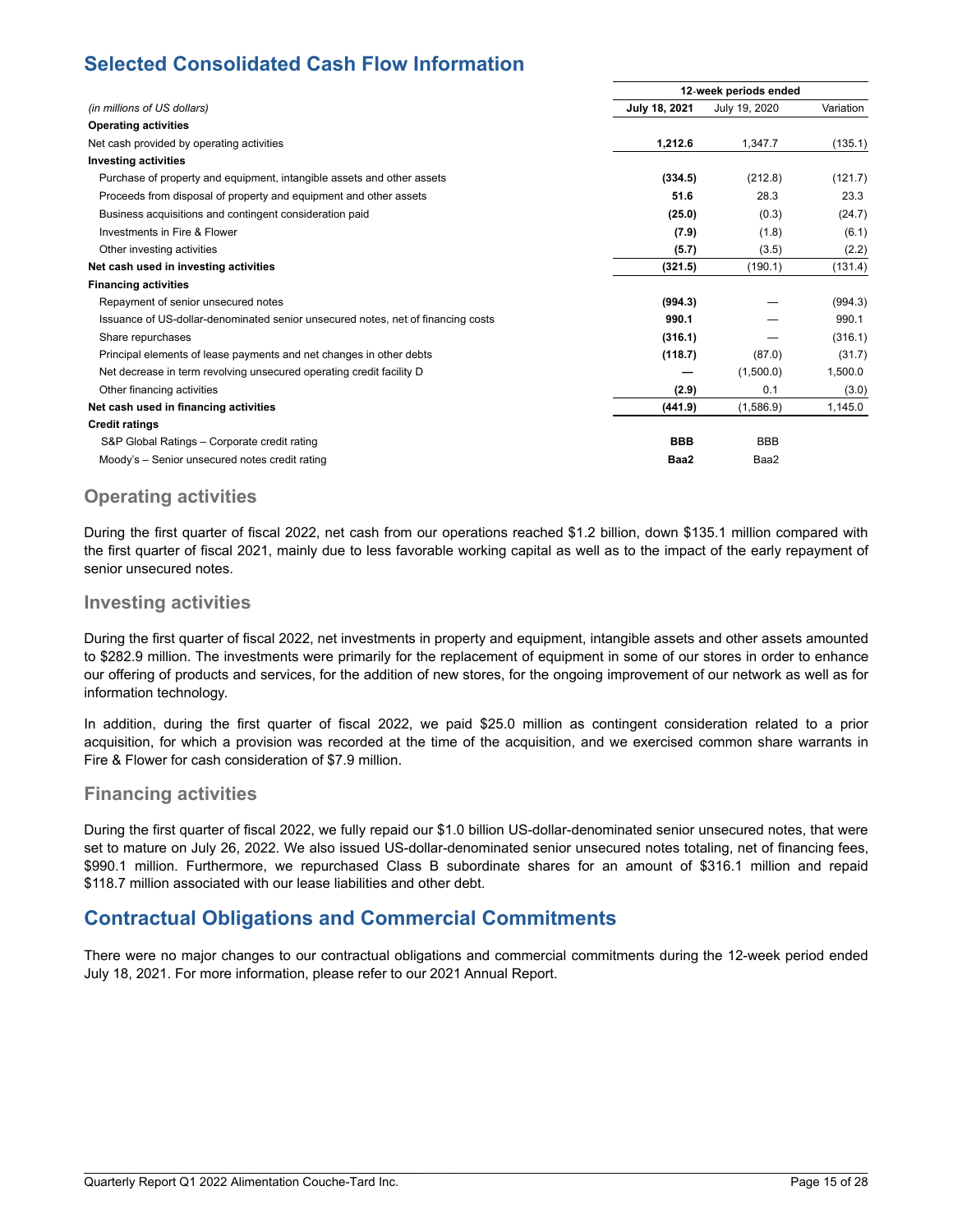## Selected Consolidated Cash Flow Information

| *(in millions of US dollars)* | 12-week periods ended | | |
|---|---|---|---|
| | **July 18, 2021** | July 19, 2020 | Variation |
| **Operating activities** | | | |
| Net cash provided by operating activities | **1,212.6** | 1,347.7 | (135.1) |
| **Investing activities** | | | |
| Purchase of property and equipment, intangible assets and other assets | **(334.5)** | (212.8) | (121.7) |
| Proceeds from disposal of property and equipment and other assets | **51.6** | 28.3 | 23.3 |
| Business acquisitions and contingent consideration paid | **(25.0)** | (0.3) | (24.7) |
| Investments in Fire & Flower | **(7.9)** | (1.8) | (6.1) |
| Other investing activities | **(5.7)** | (3.5) | (2.2) |
| **Net cash used in investing activities** | **(321.5)** | (190.1) | (131.4) |
| **Financing activities** | | | |
| Repayment of senior unsecured notes | **(994.3)** | — | (994.3) |
| Issuance of US-dollar-denominated senior unsecured notes, net of financing costs | **990.1** | — | 990.1 |
| Share repurchases | **(316.1)** | — | (316.1) |
| Principal elements of lease payments and net changes in other debts | **(118.7)** | (87.0) | (31.7) |
| Net decrease in term revolving unsecured operating credit facility D | **—** | (1,500.0) | 1,500.0 |
| Other financing activities | **(2.9)** | 0.1 | (3.0) |
| **Net cash used in financing activities** | **(441.9)** | (1,586.9) | 1,145.0 |
| **Credit ratings** | | | |
| S&P Global Ratings – Corporate credit rating | **BBB** | BBB | |
| Moody's – Senior unsecured notes credit rating | **Baa2** | Baa2 | |

### Operating activities

During the first quarter of fiscal 2022, net cash from our operations reached $1.2 billion, down $135.1 million compared with the first quarter of fiscal 2021, mainly due to less favorable working capital as well as to the impact of the early repayment of senior unsecured notes.

### Investing activities

During the first quarter of fiscal 2022, net investments in property and equipment, intangible assets and other assets amounted to $282.9 million. The investments were primarily for the replacement of equipment in some of our stores in order to enhance our offering of products and services, for the addition of new stores, for the ongoing improvement of our network as well as for information technology.

In addition, during the first quarter of fiscal 2022, we paid $25.0 million as contingent consideration related to a prior acquisition, for which a provision was recorded at the time of the acquisition, and we exercised common share warrants in Fire & Flower for cash consideration of $7.9 million.

### Financing activities

During the first quarter of fiscal 2022, we fully repaid our $1.0 billion US-dollar-denominated senior unsecured notes, that were set to mature on July 26, 2022. We also issued US-dollar-denominated senior unsecured notes totaling, net of financing fees, $990.1 million. Furthermore, we repurchased Class B subordinate shares for an amount of $316.1 million and repaid $118.7 million associated with our lease liabilities and other debt.

## Contractual Obligations and Commercial Commitments

There were no major changes to our contractual obligations and commercial commitments during the 12-week period ended July 18, 2021. For more information, please refer to our 2021 Annual Report.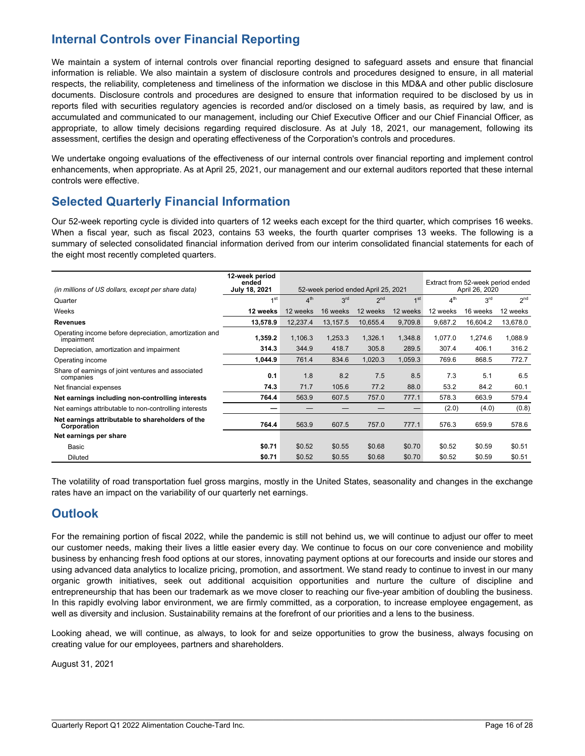## Internal Controls over Financial Reporting

We maintain a system of internal controls over financial reporting designed to safeguard assets and ensure that financial information is reliable. We also maintain a system of disclosure controls and procedures designed to ensure, in all material respects, the reliability, completeness and timeliness of the information we disclose in this MD&A and other public disclosure documents. Disclosure controls and procedures are designed to ensure that information required to be disclosed by us in reports filed with securities regulatory agencies is recorded and/or disclosed on a timely basis, as required by law, and is accumulated and communicated to our management, including our Chief Executive Officer and our Chief Financial Officer, as appropriate, to allow timely decisions regarding required disclosure. As at July 18, 2021, our management, following its assessment, certifies the design and operating effectiveness of the Corporation's controls and procedures.

We undertake ongoing evaluations of the effectiveness of our internal controls over financial reporting and implement control enhancements, when appropriate. As at April 25, 2021, our management and our external auditors reported that these internal controls were effective.

## Selected Quarterly Financial Information

Our 52-week reporting cycle is divided into quarters of 12 weeks each except for the third quarter, which comprises 16 weeks. When a fiscal year, such as fiscal 2023, contains 53 weeks, the fourth quarter comprises 13 weeks. The following is a summary of selected consolidated financial information derived from our interim consolidated financial statements for each of the eight most recently completed quarters.

| *(in millions of US dollars, except per share data)* | **12-week period ended July 18, 2021** | 52-week period ended April 25, 2021 | | | | Extract from 52-week period ended April 26, 2020 | | |
|---|---|---|---|---|---|---|---|---|
| Quarter | 1st | 4th | 3rd | 2nd | 1st | 4th | 3rd | 2nd |
| Weeks | **12 weeks** | 12 weeks | 16 weeks | 12 weeks | 12 weeks | 12 weeks | 16 weeks | 12 weeks |
| **Revenues** | **13,578.9** | 12,237.4 | 13,157.5 | 10,655.4 | 9,709.8 | 9,687.2 | 16,604.2 | 13,678.0 |
| Operating income before depreciation, amortization and impairment | **1,359.2** | 1,106.3 | 1,253.3 | 1,326.1 | 1,348.8 | 1,077.0 | 1,274.6 | 1,088.9 |
| Depreciation, amortization and impairment | **314.3** | 344.9 | 418.7 | 305.8 | 289.5 | 307.4 | 406.1 | 316.2 |
| Operating income | **1,044.9** | 761.4 | 834.6 | 1,020.3 | 1,059.3 | 769.6 | 868.5 | 772.7 |
| Share of earnings of joint ventures and associated companies | **0.1** | 1.8 | 8.2 | 7.5 | 8.5 | 7.3 | 5.1 | 6.5 |
| Net financial expenses | **74.3** | 71.7 | 105.6 | 77.2 | 88.0 | 53.2 | 84.2 | 60.1 |
| **Net earnings including non-controlling interests** | **764.4** | 563.9 | 607.5 | 757.0 | 777.1 | 578.3 | 663.9 | 579.4 |
| Net earnings attributable to non-controlling interests | **—** | — | — | — | — | (2.0) | (4.0) | (0.8) |
| **Net earnings attributable to shareholders of the Corporation** | **764.4** | 563.9 | 607.5 | 757.0 | 777.1 | 576.3 | 659.9 | 578.6 |
| **Net earnings per share** | | | | | | | | |
| Basic | **$0.71** | $0.52 | $0.55 | $0.68 | $0.70 | $0.52 | $0.59 | $0.51 |
| Diluted | **$0.71** | $0.52 | $0.55 | $0.68 | $0.70 | $0.52 | $0.59 | $0.51 |

The volatility of road transportation fuel gross margins, mostly in the United States, seasonality and changes in the exchange rates have an impact on the variability of our quarterly net earnings.

## Outlook

For the remaining portion of fiscal 2022, while the pandemic is still not behind us, we will continue to adjust our offer to meet our customer needs, making their lives a little easier every day. We continue to focus on our core convenience and mobility business by enhancing fresh food options at our stores, innovating payment options at our forecourts and inside our stores and using advanced data analytics to localize pricing, promotion, and assortment. We stand ready to continue to invest in our many organic growth initiatives, seek out additional acquisition opportunities and nurture the culture of discipline and entrepreneurship that has been our trademark as we move closer to reaching our five-year ambition of doubling the business. In this rapidly evolving labor environment, we are firmly committed, as a corporation, to increase employee engagement, as well as diversity and inclusion. Sustainability remains at the forefront of our priorities and a lens to the business.

Looking ahead, we will continue, as always, to look for and seize opportunities to grow the business, always focusing on creating value for our employees, partners and shareholders.

August 31, 2021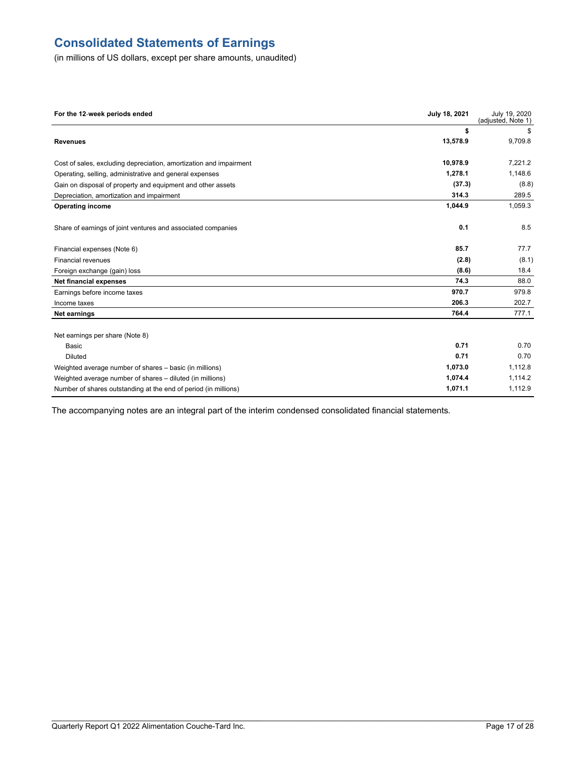# Consolidated Statements of Earnings

(in millions of US dollars, except per share amounts, unaudited)

| For the 12-week periods ended | July 18, 2021 | July 19, 2020 (adjusted, Note 1) |
|---|---|---|
| | **$** | $ |
| **Revenues** | **13,578.9** | 9,709.8 |
| | | |
| Cost of sales, excluding depreciation, amortization and impairment | **10,978.9** | 7,221.2 |
| Operating, selling, administrative and general expenses | **1,278.1** | 1,148.6 |
| Gain on disposal of property and equipment and other assets | **(37.3)** | (8.8) |
| Depreciation, amortization and impairment | **314.3** | 289.5 |
| **Operating income** | **1,044.9** | 1,059.3 |
| | | |
| Share of earnings of joint ventures and associated companies | **0.1** | 8.5 |
| | | |
| Financial expenses (Note 6) | **85.7** | 77.7 |
| Financial revenues | **(2.8)** | (8.1) |
| Foreign exchange (gain) loss | **(8.6)** | 18.4 |
| **Net financial expenses** | **74.3** | 88.0 |
| Earnings before income taxes | **970.7** | 979.8 |
| Income taxes | **206.3** | 202.7 |
| **Net earnings** | **764.4** | 777.1 |
| | | |
| Net earnings per share (Note 8) | | |
| Basic | **0.71** | 0.70 |
| Diluted | **0.71** | 0.70 |
| Weighted average number of shares – basic (in millions) | **1,073.0** | 1,112.8 |
| Weighted average number of shares – diluted (in millions) | **1,074.4** | 1,114.2 |
| Number of shares outstanding at the end of period (in millions) | **1,071.1** | 1,112.9 |

The accompanying notes are an integral part of the interim condensed consolidated financial statements.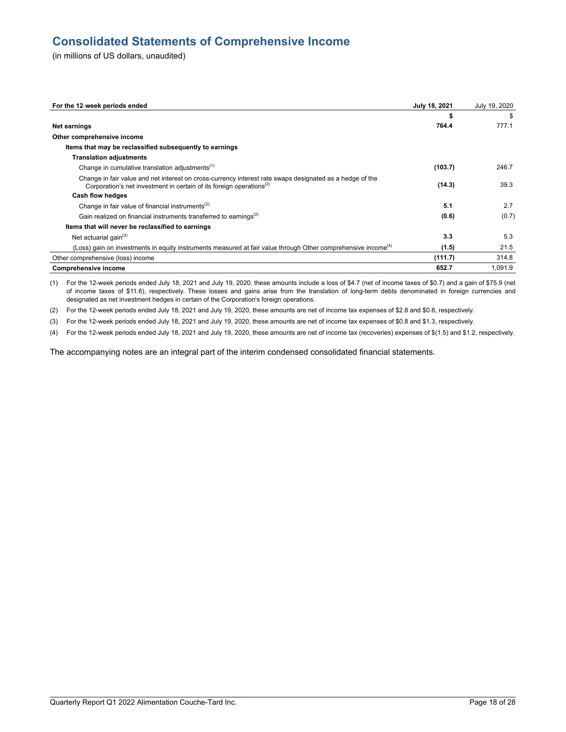# Consolidated Statements of Comprehensive Income

(in millions of US dollars, unaudited)

| For the 12-week periods ended | **July 18, 2021** | July 19, 2020 |
|---|---|---|
| | **$** | $ |
| **Net earnings** | **764.4** | 777.1 |
| **Other comprehensive income** | | |
| **Items that may be reclassified subsequently to earnings** | | |
| **Translation adjustments** | | |
| Change in cumulative translation adjustments[1] | **(103.7)** | 246.7 |
| Change in fair value and net interest on cross-currency interest rate swaps designated as a hedge of the Corporation's net investment in certain of its foreign operations[2] | **(14.3)** | 39.3 |
| **Cash flow hedges** | | |
| Change in fair value of financial instruments[2] | **5.1** | 2.7 |
| Gain realized on financial instruments transferred to earnings[2] | **(0.6)** | (0.7) |
| **Items that will never be reclassified to earnings** | | |
| Net actuarial gain[3] | **3.3** | 5.3 |
| (Loss) gain on investments in equity instruments measured at fair value through Other comprehensive income[4] | **(1.5)** | 21.5 |
| Other comprehensive (loss) income | **(111.7)** | 314.8 |
| **Comprehensive income** | **652.7** | 1,091.9 |

(1) For the 12-week periods ended July 18, 2021 and July 19, 2020, these amounts include a loss of $4.7 (net of income taxes of $0.7) and a gain of $75.9 (net of income taxes of $11.6), respectively. These losses and gains arise from the translation of long-term debts denominated in foreign currencies and designated as net investment hedges in certain of the Corporation's foreign operations.

(2) For the 12-week periods ended July 18, 2021 and July 19, 2020, these amounts are net of income tax expenses of $2.8 and $0.8, respectively.

(3) For the 12-week periods ended July 18, 2021 and July 19, 2020, these amounts are net of income tax expenses of $0.8 and $1.3, respectively.

(4) For the 12-week periods ended July 18, 2021 and July 19, 2020, these amounts are net of income tax (recoveries) expenses of $(1.5) and $1.2, respectively.

The accompanying notes are an integral part of the interim condensed consolidated financial statements.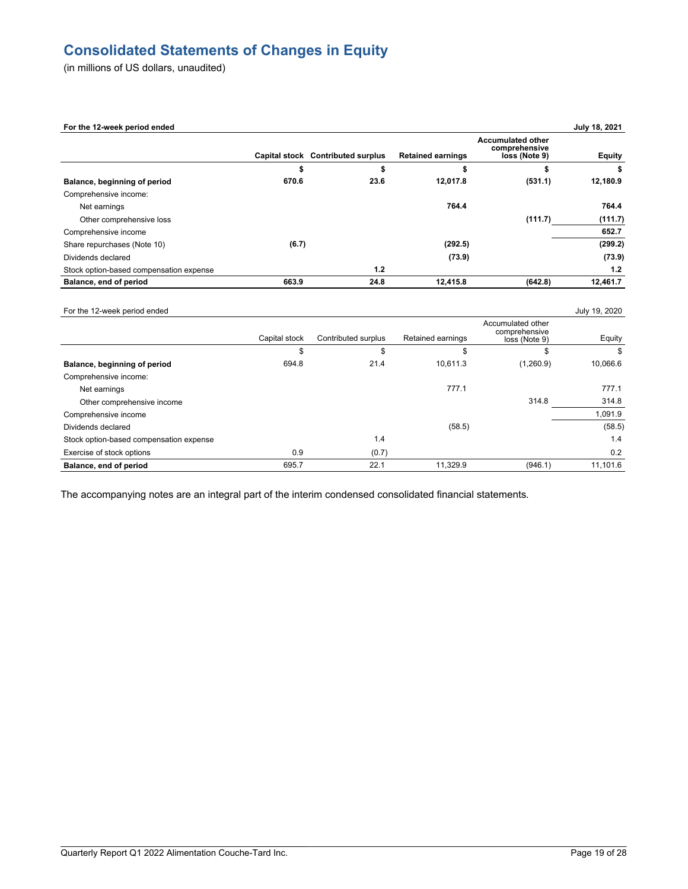# Consolidated Statements of Changes in Equity

(in millions of US dollars, unaudited)

| **For the 12-week period ended** | | | | | **July 18, 2021** |
|---|---|---|---|---|---|
| | **Capital stock** | **Contributed surplus** | **Retained earnings** | **Accumulated other comprehensive loss (Note 9)** | **Equity** |
| | **$** | **$** | **$** | **$** | **$** |
| **Balance, beginning of period** | **670.6** | **23.6** | **12,017.8** | **(531.1)** | **12,180.9** |
| Comprehensive income: | | | | | |
| Net earnings | | | **764.4** | | **764.4** |
| Other comprehensive loss | | | | **(111.7)** | **(111.7)** |
| Comprehensive income | | | | | **652.7** |
| Share repurchases (Note 10) | **(6.7)** | | **(292.5)** | | **(299.2)** |
| Dividends declared | | | **(73.9)** | | **(73.9)** |
| Stock option-based compensation expense | | **1.2** | | | **1.2** |
| **Balance, end of period** | **663.9** | **24.8** | **12,415.8** | **(642.8)** | **12,461.7** |

| For the 12-week period ended | | | | | July 19, 2020 |
|---|---|---|---|---|---|
| | Capital stock | Contributed surplus | Retained earnings | Accumulated other comprehensive loss (Note 9) | Equity |
| | $ | $ | $ | $ | $ |
| **Balance, beginning of period** | 694.8 | 21.4 | 10,611.3 | (1,260.9) | 10,066.6 |
| Comprehensive income: | | | | | |
| Net earnings | | | 777.1 | | 777.1 |
| Other comprehensive income | | | | 314.8 | 314.8 |
| Comprehensive income | | | | | 1,091.9 |
| Dividends declared | | | (58.5) | | (58.5) |
| Stock option-based compensation expense | | 1.4 | | | 1.4 |
| Exercise of stock options | 0.9 | (0.7) | | | 0.2 |
| **Balance, end of period** | 695.7 | 22.1 | 11,329.9 | (946.1) | 11,101.6 |

The accompanying notes are an integral part of the interim condensed consolidated financial statements.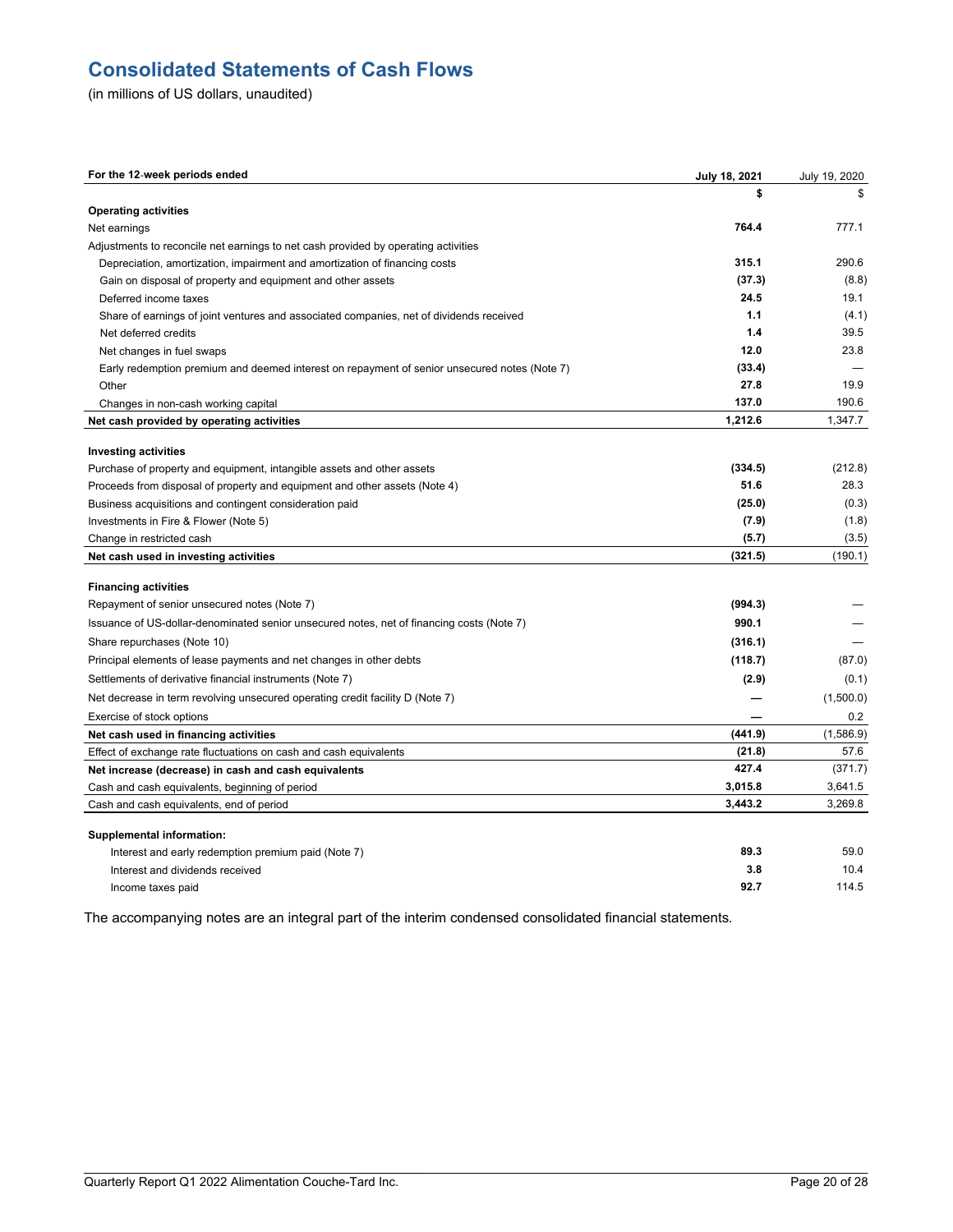# Consolidated Statements of Cash Flows

(in millions of US dollars, unaudited)

| For the 12-week periods ended | July 18, 2021 | July 19, 2020 |
|---|---|---|
| | $ | $ |
| **Operating activities** | | |
| Net earnings | **764.4** | 777.1 |
| Adjustments to reconcile net earnings to net cash provided by operating activities | | |
| Depreciation, amortization, impairment and amortization of financing costs | **315.1** | 290.6 |
| Gain on disposal of property and equipment and other assets | **(37.3)** | (8.8) |
| Deferred income taxes | **24.5** | 19.1 |
| Share of earnings of joint ventures and associated companies, net of dividends received | **1.1** | (4.1) |
| Net deferred credits | **1.4** | 39.5 |
| Net changes in fuel swaps | **12.0** | 23.8 |
| Early redemption premium and deemed interest on repayment of senior unsecured notes (Note 7) | **(33.4)** | — |
| Other | **27.8** | 19.9 |
| Changes in non-cash working capital | **137.0** | 190.6 |
| **Net cash provided by operating activities** | **1,212.6** | 1,347.7 |
| **Investing activities** | | |
| Purchase of property and equipment, intangible assets and other assets | **(334.5)** | (212.8) |
| Proceeds from disposal of property and equipment and other assets (Note 4) | **51.6** | 28.3 |
| Business acquisitions and contingent consideration paid | **(25.0)** | (0.3) |
| Investments in Fire & Flower (Note 5) | **(7.9)** | (1.8) |
| Change in restricted cash | **(5.7)** | (3.5) |
| **Net cash used in investing activities** | **(321.5)** | (190.1) |
| **Financing activities** | | |
| Repayment of senior unsecured notes (Note 7) | **(994.3)** | — |
| Issuance of US-dollar-denominated senior unsecured notes, net of financing costs (Note 7) | **990.1** | — |
| Share repurchases (Note 10) | **(316.1)** | — |
| Principal elements of lease payments and net changes in other debts | **(118.7)** | (87.0) |
| Settlements of derivative financial instruments (Note 7) | **(2.9)** | (0.1) |
| Net decrease in term revolving unsecured operating credit facility D (Note 7) | **—** | (1,500.0) |
| Exercise of stock options | **—** | 0.2 |
| **Net cash used in financing activities** | **(441.9)** | (1,586.9) |
| Effect of exchange rate fluctuations on cash and cash equivalents | **(21.8)** | 57.6 |
| **Net increase (decrease) in cash and cash equivalents** | **427.4** | (371.7) |
| Cash and cash equivalents, beginning of period | **3,015.8** | 3,641.5 |
| Cash and cash equivalents, end of period | **3,443.2** | 3,269.8 |
| **Supplemental information:** | | |
| Interest and early redemption premium paid (Note 7) | **89.3** | 59.0 |
| Interest and dividends received | **3.8** | 10.4 |
| Income taxes paid | **92.7** | 114.5 |

The accompanying notes are an integral part of the interim condensed consolidated financial statements.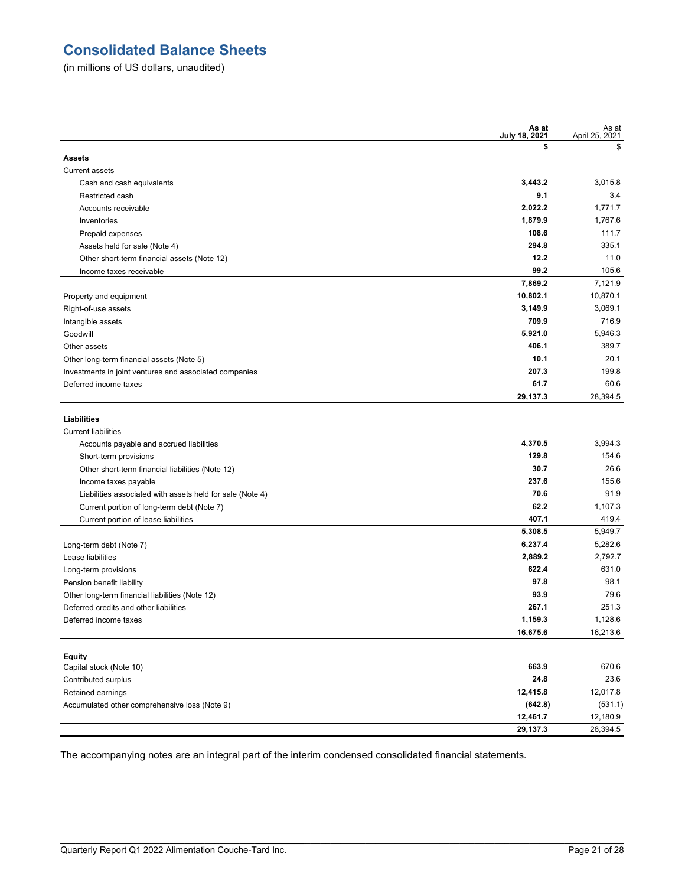# Consolidated Balance Sheets

(in millions of US dollars, unaudited)

| | **As at July 18, 2021** | As at April 25, 2021 |
|---|---|---|
| | **$** | $ |
| **Assets** | | |
| Current assets | | |
| Cash and cash equivalents | **3,443.2** | 3,015.8 |
| Restricted cash | **9.1** | 3.4 |
| Accounts receivable | **2,022.2** | 1,771.7 |
| Inventories | **1,879.9** | 1,767.6 |
| Prepaid expenses | **108.6** | 111.7 |
| Assets held for sale (Note 4) | **294.8** | 335.1 |
| Other short-term financial assets (Note 12) | **12.2** | 11.0 |
| Income taxes receivable | **99.2** | 105.6 |
| | **7,869.2** | 7,121.9 |
| Property and equipment | **10,802.1** | 10,870.1 |
| Right-of-use assets | **3,149.9** | 3,069.1 |
| Intangible assets | **709.9** | 716.9 |
| Goodwill | **5,921.0** | 5,946.3 |
| Other assets | **406.1** | 389.7 |
| Other long-term financial assets (Note 5) | **10.1** | 20.1 |
| Investments in joint ventures and associated companies | **207.3** | 199.8 |
| Deferred income taxes | **61.7** | 60.6 |
| | **29,137.3** | 28,394.5 |
| **Liabilities** | | |
| Current liabilities | | |
| Accounts payable and accrued liabilities | **4,370.5** | 3,994.3 |
| Short-term provisions | **129.8** | 154.6 |
| Other short-term financial liabilities (Note 12) | **30.7** | 26.6 |
| Income taxes payable | **237.6** | 155.6 |
| Liabilities associated with assets held for sale (Note 4) | **70.6** | 91.9 |
| Current portion of long-term debt (Note 7) | **62.2** | 1,107.3 |
| Current portion of lease liabilities | **407.1** | 419.4 |
| | **5,308.5** | 5,949.7 |
| Long-term debt (Note 7) | **6,237.4** | 5,282.6 |
| Lease liabilities | **2,889.2** | 2,792.7 |
| Long-term provisions | **622.4** | 631.0 |
| Pension benefit liability | **97.8** | 98.1 |
| Other long-term financial liabilities (Note 12) | **93.9** | 79.6 |
| Deferred credits and other liabilities | **267.1** | 251.3 |
| Deferred income taxes | **1,159.3** | 1,128.6 |
| | **16,675.6** | 16,213.6 |
| **Equity** | | |
| Capital stock (Note 10) | **663.9** | 670.6 |
| Contributed surplus | **24.8** | 23.6 |
| Retained earnings | **12,415.8** | 12,017.8 |
| Accumulated other comprehensive loss (Note 9) | **(642.8)** | (531.1) |
| | **12,461.7** | 12,180.9 |
| | **29,137.3** | 28,394.5 |

The accompanying notes are an integral part of the interim condensed consolidated financial statements.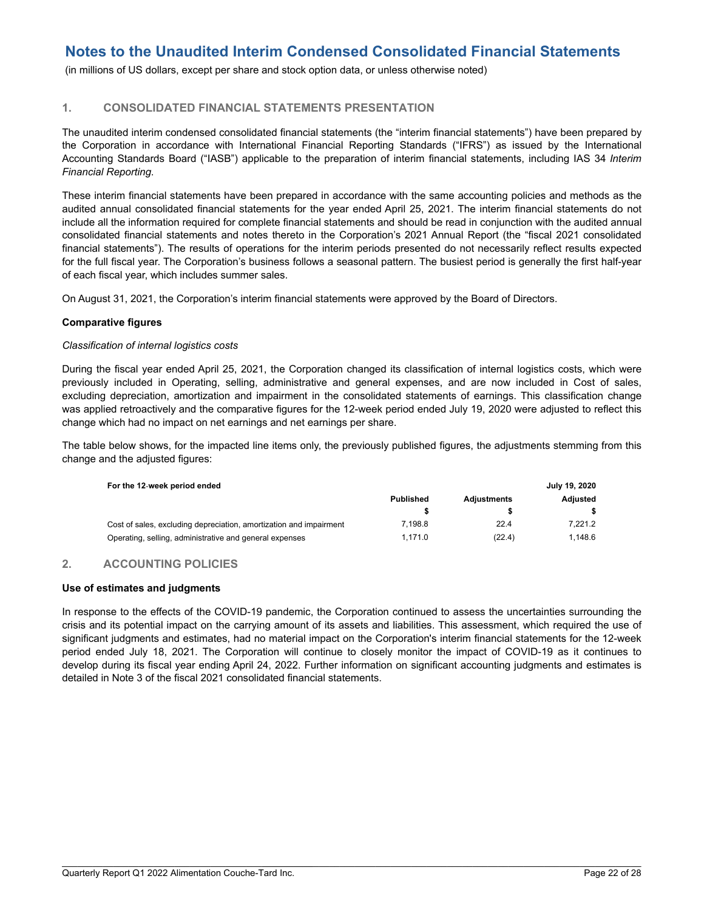# Notes to the Unaudited Interim Condensed Consolidated Financial Statements

(in millions of US dollars, except per share and stock option data, or unless otherwise noted)

## 1. CONSOLIDATED FINANCIAL STATEMENTS PRESENTATION

The unaudited interim condensed consolidated financial statements (the "interim financial statements") have been prepared by the Corporation in accordance with International Financial Reporting Standards ("IFRS") as issued by the International Accounting Standards Board ("IASB") applicable to the preparation of interim financial statements, including IAS 34 *Interim Financial Reporting.*

These interim financial statements have been prepared in accordance with the same accounting policies and methods as the audited annual consolidated financial statements for the year ended April 25, 2021. The interim financial statements do not include all the information required for complete financial statements and should be read in conjunction with the audited annual consolidated financial statements and notes thereto in the Corporation's 2021 Annual Report (the "fiscal 2021 consolidated financial statements"). The results of operations for the interim periods presented do not necessarily reflect results expected for the full fiscal year. The Corporation's business follows a seasonal pattern. The busiest period is generally the first half-year of each fiscal year, which includes summer sales.

On August 31, 2021, the Corporation's interim financial statements were approved by the Board of Directors.

**Comparative figures**

*Classification of internal logistics costs*

During the fiscal year ended April 25, 2021, the Corporation changed its classification of internal logistics costs, which were previously included in Operating, selling, administrative and general expenses, and are now included in Cost of sales, excluding depreciation, amortization and impairment in the consolidated statements of earnings. This classification change was applied retroactively and the comparative figures for the 12-week period ended July 19, 2020 were adjusted to reflect this change which had no impact on net earnings and net earnings per share.

The table below shows, for the impacted line items only, the previously published figures, the adjustments stemming from this change and the adjusted figures:

| For the 12-week period ended | | | July 19, 2020 |
|---|---|---|---|
| | Published | Adjustments | Adjusted |
| | $ | $ | $ |
| Cost of sales, excluding depreciation, amortization and impairment | 7,198.8 | 22.4 | 7,221.2 |
| Operating, selling, administrative and general expenses | 1,171.0 | (22.4) | 1,148.6 |

## 2. ACCOUNTING POLICIES

**Use of estimates and judgments**

In response to the effects of the COVID-19 pandemic, the Corporation continued to assess the uncertainties surrounding the crisis and its potential impact on the carrying amount of its assets and liabilities. This assessment, which required the use of significant judgments and estimates, had no material impact on the Corporation's interim financial statements for the 12-week period ended July 18, 2021. The Corporation will continue to closely monitor the impact of COVID-19 as it continues to develop during its fiscal year ending April 24, 2022. Further information on significant accounting judgments and estimates is detailed in Note 3 of the fiscal 2021 consolidated financial statements.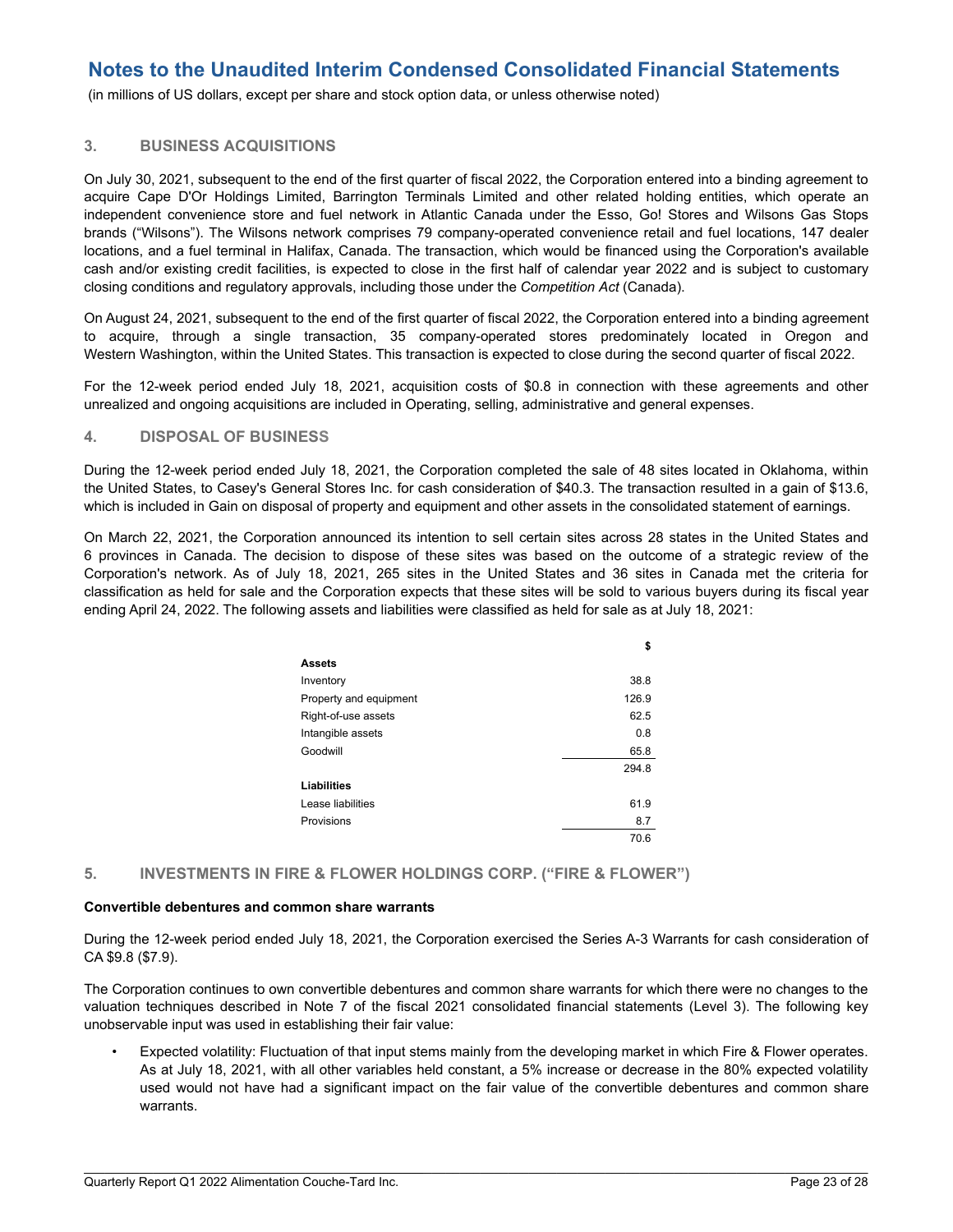# Notes to the Unaudited Interim Condensed Consolidated Financial Statements

(in millions of US dollars, except per share and stock option data, or unless otherwise noted)

## 3. BUSINESS ACQUISITIONS

On July 30, 2021, subsequent to the end of the first quarter of fiscal 2022, the Corporation entered into a binding agreement to acquire Cape D'Or Holdings Limited, Barrington Terminals Limited and other related holding entities, which operate an independent convenience store and fuel network in Atlantic Canada under the Esso, Go! Stores and Wilsons Gas Stops brands ("Wilsons"). The Wilsons network comprises 79 company-operated convenience retail and fuel locations, 147 dealer locations, and a fuel terminal in Halifax, Canada. The transaction, which would be financed using the Corporation's available cash and/or existing credit facilities, is expected to close in the first half of calendar year 2022 and is subject to customary closing conditions and regulatory approvals, including those under the *Competition Act* (Canada).

On August 24, 2021, subsequent to the end of the first quarter of fiscal 2022, the Corporation entered into a binding agreement to acquire, through a single transaction, 35 company-operated stores predominately located in Oregon and Western Washington, within the United States. This transaction is expected to close during the second quarter of fiscal 2022.

For the 12-week period ended July 18, 2021, acquisition costs of $0.8 in connection with these agreements and other unrealized and ongoing acquisitions are included in Operating, selling, administrative and general expenses.

## 4. DISPOSAL OF BUSINESS

During the 12-week period ended July 18, 2021, the Corporation completed the sale of 48 sites located in Oklahoma, within the United States, to Casey's General Stores Inc. for cash consideration of $40.3. The transaction resulted in a gain of $13.6, which is included in Gain on disposal of property and equipment and other assets in the consolidated statement of earnings.

On March 22, 2021, the Corporation announced its intention to sell certain sites across 28 states in the United States and 6 provinces in Canada. The decision to dispose of these sites was based on the outcome of a strategic review of the Corporation's network. As of July 18, 2021, 265 sites in the United States and 36 sites in Canada met the criteria for classification as held for sale and the Corporation expects that these sites will be sold to various buyers during its fiscal year ending April 24, 2022. The following assets and liabilities were classified as held for sale as at July 18, 2021:

| | $ |
|---|---|
| **Assets** | |
| Inventory | 38.8 |
| Property and equipment | 126.9 |
| Right-of-use assets | 62.5 |
| Intangible assets | 0.8 |
| Goodwill | 65.8 |
| | 294.8 |
| **Liabilities** | |
| Lease liabilities | 61.9 |
| Provisions | 8.7 |
| | 70.6 |

## 5. INVESTMENTS IN FIRE & FLOWER HOLDINGS CORP. ("FIRE & FLOWER")

**Convertible debentures and common share warrants**

During the 12-week period ended July 18, 2021, the Corporation exercised the Series A-3 Warrants for cash consideration of CA $9.8 ($7.9).

The Corporation continues to own convertible debentures and common share warrants for which there were no changes to the valuation techniques described in Note 7 of the fiscal 2021 consolidated financial statements (Level 3). The following key unobservable input was used in establishing their fair value:

- Expected volatility: Fluctuation of that input stems mainly from the developing market in which Fire & Flower operates. As at July 18, 2021, with all other variables held constant, a 5% increase or decrease in the 80% expected volatility used would not have had a significant impact on the fair value of the convertible debentures and common share warrants.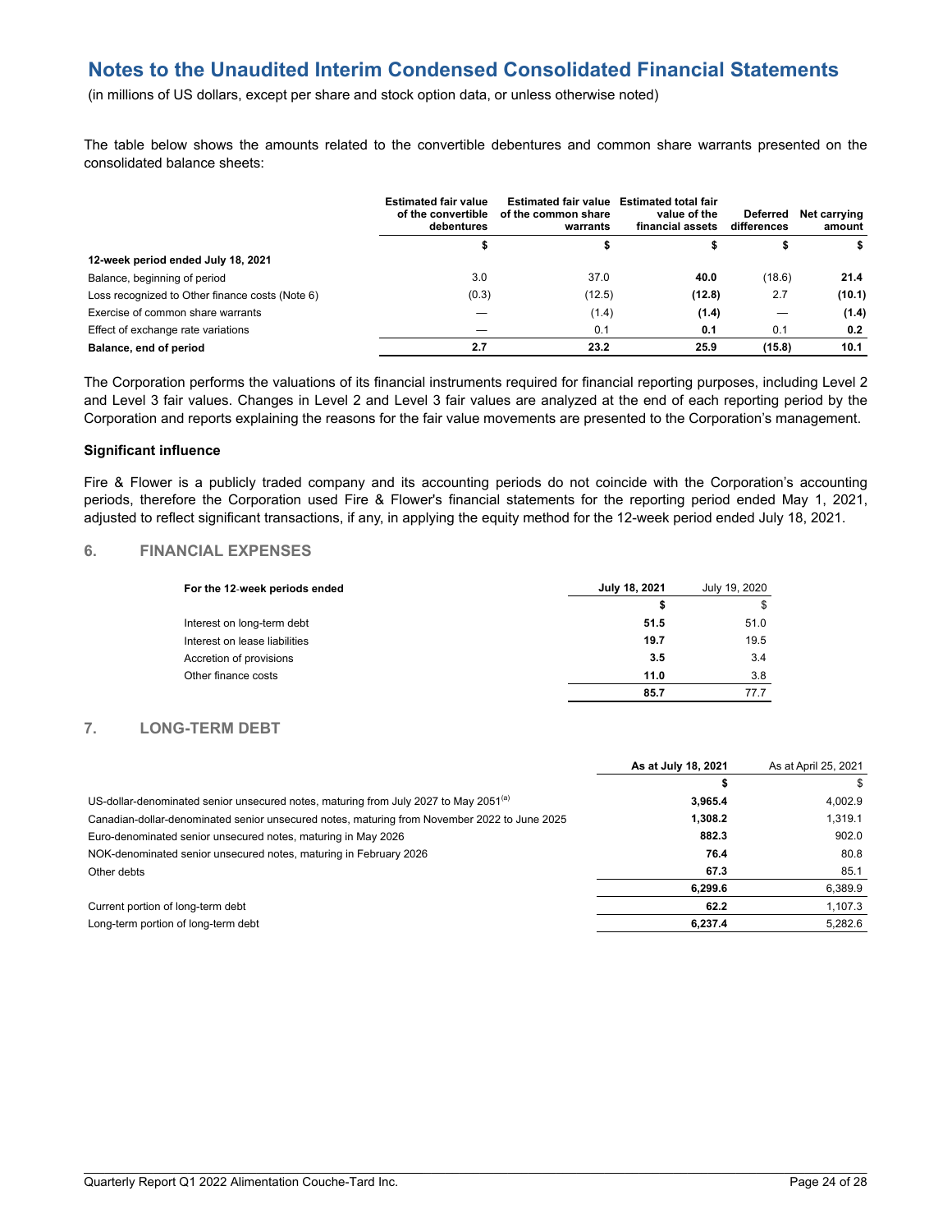# Notes to the Unaudited Interim Condensed Consolidated Financial Statements

(in millions of US dollars, except per share and stock option data, or unless otherwise noted)

The table below shows the amounts related to the convertible debentures and common share warrants presented on the consolidated balance sheets:

| | Estimated fair value of the convertible debentures | Estimated fair value of the common share warrants | Estimated total fair value of the financial assets | Deferred differences | Net carrying amount |
|---|---|---|---|---|---|
| | **$** | **$** | **$** | **$** | **$** |
| **12-week period ended July 18, 2021** | | | | | |
| Balance, beginning of period | 3.0 | 37.0 | **40.0** | (18.6) | **21.4** |
| Loss recognized to Other finance costs (Note 6) | (0.3) | (12.5) | **(12.8)** | 2.7 | **(10.1)** |
| Exercise of common share warrants | — | (1.4) | **(1.4)** | — | **(1.4)** |
| Effect of exchange rate variations | — | 0.1 | **0.1** | 0.1 | **0.2** |
| **Balance, end of period** | **2.7** | **23.2** | **25.9** | **(15.8)** | **10.1** |

The Corporation performs the valuations of its financial instruments required for financial reporting purposes, including Level 2 and Level 3 fair values. Changes in Level 2 and Level 3 fair values are analyzed at the end of each reporting period by the Corporation and reports explaining the reasons for the fair value movements are presented to the Corporation's management.

**Significant influence**

Fire & Flower is a publicly traded company and its accounting periods do not coincide with the Corporation's accounting periods, therefore the Corporation used Fire & Flower's financial statements for the reporting period ended May 1, 2021, adjusted to reflect significant transactions, if any, in applying the equity method for the 12-week period ended July 18, 2021.

## 6. FINANCIAL EXPENSES

| **For the 12-week periods ended** | **July 18, 2021** | July 19, 2020 |
|---|---|---|
| | **$** | $ |
| Interest on long-term debt | **51.5** | 51.0 |
| Interest on lease liabilities | **19.7** | 19.5 |
| Accretion of provisions | **3.5** | 3.4 |
| Other finance costs | **11.0** | 3.8 |
| | **85.7** | 77.7 |

## 7. LONG-TERM DEBT

| | **As at July 18, 2021** | As at April 25, 2021 |
|---|---|---|
| | **$** | $ |
| US-dollar-denominated senior unsecured notes, maturing from July 2027 to May 2051[(a)] | **3,965.4** | 4,002.9 |
| Canadian-dollar-denominated senior unsecured notes, maturing from November 2022 to June 2025 | **1,308.2** | 1,319.1 |
| Euro-denominated senior unsecured notes, maturing in May 2026 | **882.3** | 902.0 |
| NOK-denominated senior unsecured notes, maturing in February 2026 | **76.4** | 80.8 |
| Other debts | **67.3** | 85.1 |
| | **6,299.6** | 6,389.9 |
| Current portion of long-term debt | **62.2** | 1,107.3 |
| Long-term portion of long-term debt | **6,237.4** | 5,282.6 |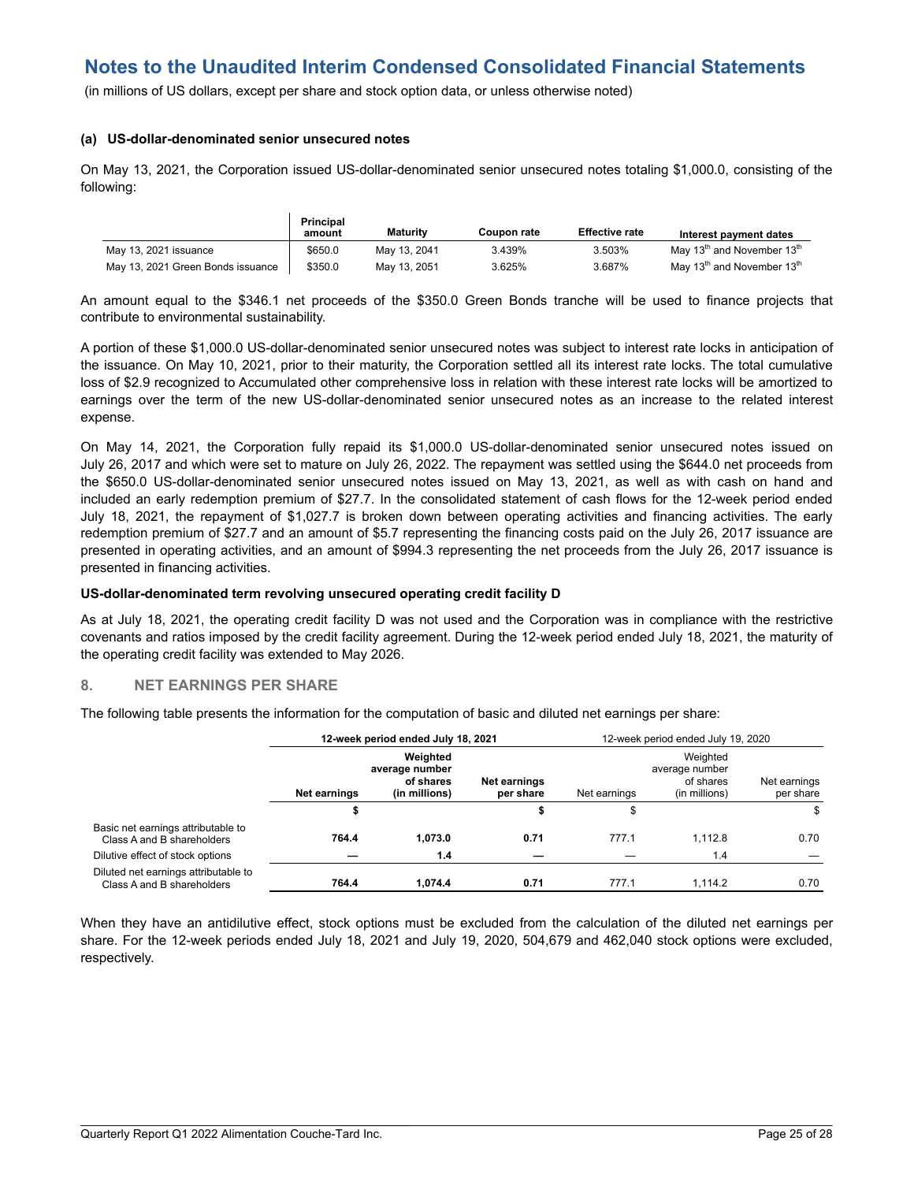# Notes to the Unaudited Interim Condensed Consolidated Financial Statements

(in millions of US dollars, except per share and stock option data, or unless otherwise noted)

#### (a) US-dollar-denominated senior unsecured notes

On May 13, 2021, the Corporation issued US-dollar-denominated senior unsecured notes totaling $1,000.0, consisting of the following:

| | Principal amount | Maturity | Coupon rate | Effective rate | Interest payment dates |
|---|---|---|---|---|---|
| May 13, 2021 issuance | $650.0 | May 13, 2041 | 3.439% | 3.503% | May 13th and November 13th |
| May 13, 2021 Green Bonds issuance | $350.0 | May 13, 2051 | 3.625% | 3.687% | May 13th and November 13th |

An amount equal to the $346.1 net proceeds of the $350.0 Green Bonds tranche will be used to finance projects that contribute to environmental sustainability.

A portion of these $1,000.0 US-dollar-denominated senior unsecured notes was subject to interest rate locks in anticipation of the issuance. On May 10, 2021, prior to their maturity, the Corporation settled all its interest rate locks. The total cumulative loss of $2.9 recognized to Accumulated other comprehensive loss in relation with these interest rate locks will be amortized to earnings over the term of the new US-dollar-denominated senior unsecured notes as an increase to the related interest expense.

On May 14, 2021, the Corporation fully repaid its $1,000.0 US-dollar-denominated senior unsecured notes issued on July 26, 2017 and which were set to mature on July 26, 2022. The repayment was settled using the $644.0 net proceeds from the $650.0 US-dollar-denominated senior unsecured notes issued on May 13, 2021, as well as with cash on hand and included an early redemption premium of $27.7. In the consolidated statement of cash flows for the 12-week period ended July 18, 2021, the repayment of $1,027.7 is broken down between operating activities and financing activities. The early redemption premium of $27.7 and an amount of $5.7 representing the financing costs paid on the July 26, 2017 issuance are presented in operating activities, and an amount of $994.3 representing the net proceeds from the July 26, 2017 issuance is presented in financing activities.

#### US-dollar-denominated term revolving unsecured operating credit facility D

As at July 18, 2021, the operating credit facility D was not used and the Corporation was in compliance with the restrictive covenants and ratios imposed by the credit facility agreement. During the 12-week period ended July 18, 2021, the maturity of the operating credit facility was extended to May 2026.

## 8. NET EARNINGS PER SHARE

The following table presents the information for the computation of basic and diluted net earnings per share:

| | **12-week period ended July 18, 2021** | | | 12-week period ended July 19, 2020 | | |
|---|---|---|---|---|---|---|
| | **Net earnings** | **Weighted average number of shares (in millions)** | **Net earnings per share** | Net earnings | Weighted average number of shares (in millions) | Net earnings per share |
| | **$** | | **$** | $ | | $ |
| Basic net earnings attributable to Class A and B shareholders | **764.4** | **1,073.0** | **0.71** | 777.1 | 1,112.8 | 0.70 |
| Dilutive effect of stock options | **—** | **1.4** | **—** | — | 1.4 | — |
| Diluted net earnings attributable to Class A and B shareholders | **764.4** | **1,074.4** | **0.71** | 777.1 | 1,114.2 | 0.70 |

When they have an antidilutive effect, stock options must be excluded from the calculation of the diluted net earnings per share. For the 12-week periods ended July 18, 2021 and July 19, 2020, 504,679 and 462,040 stock options were excluded, respectively.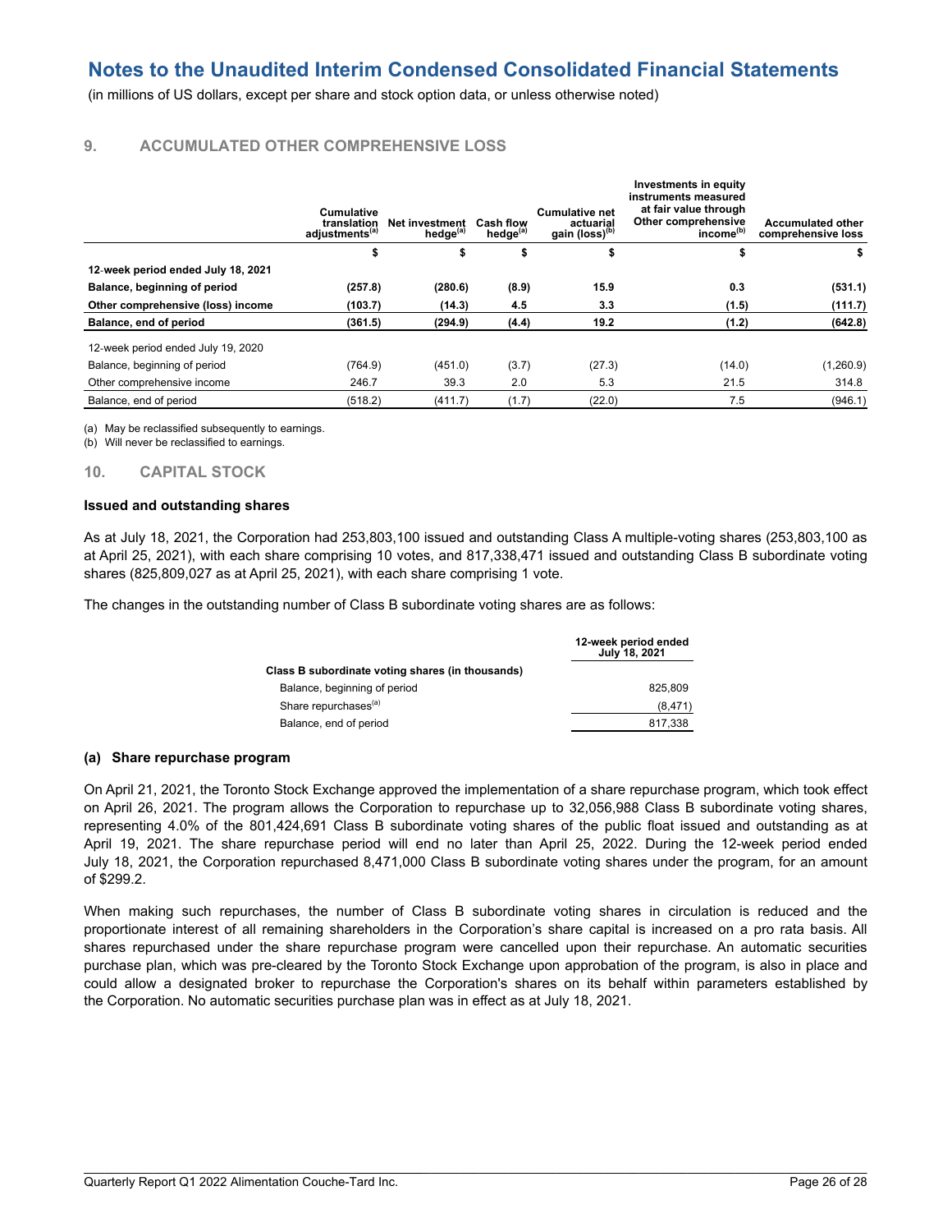# Notes to the Unaudited Interim Condensed Consolidated Financial Statements

(in millions of US dollars, except per share and stock option data, or unless otherwise noted)

## 9. ACCUMULATED OTHER COMPREHENSIVE LOSS

| | Cumulative translation adjustments[(a)] | Net investment hedge[(a)] | Cash flow hedge[(a)] | Cumulative net actuarial gain (loss)[(b)] | Investments in equity instruments measured at fair value through Other comprehensive income[(b)] | Accumulated other comprehensive loss |
|---|---|---|---|---|---|---|
| | $ | $ | $ | $ | $ | $ |
| **12-week period ended July 18, 2021** | | | | | | |
| **Balance, beginning of period** | **(257.8)** | **(280.6)** | **(8.9)** | **15.9** | **0.3** | **(531.1)** |
| **Other comprehensive (loss) income** | **(103.7)** | **(14.3)** | **4.5** | **3.3** | **(1.5)** | **(111.7)** |
| **Balance, end of period** | **(361.5)** | **(294.9)** | **(4.4)** | **19.2** | **(1.2)** | **(642.8)** |
| 12-week period ended July 19, 2020 | | | | | | |
| Balance, beginning of period | (764.9) | (451.0) | (3.7) | (27.3) | (14.0) | (1,260.9) |
| Other comprehensive income | 246.7 | 39.3 | 2.0 | 5.3 | 21.5 | 314.8 |
| Balance, end of period | (518.2) | (411.7) | (1.7) | (22.0) | 7.5 | (946.1) |

(a) May be reclassified subsequently to earnings.
(b) Will never be reclassified to earnings.

## 10. CAPITAL STOCK

### Issued and outstanding shares

As at July 18, 2021, the Corporation had 253,803,100 issued and outstanding Class A multiple-voting shares (253,803,100 as at April 25, 2021), with each share comprising 10 votes, and 817,338,471 issued and outstanding Class B subordinate voting shares (825,809,027 as at April 25, 2021), with each share comprising 1 vote.

The changes in the outstanding number of Class B subordinate voting shares are as follows:

| | 12-week period ended July 18, 2021 |
|---|---|
| **Class B subordinate voting shares (in thousands)** | |
| Balance, beginning of period | 825,809 |
| Share repurchases[(a)] | (8,471) |
| Balance, end of period | 817,338 |

### (a) Share repurchase program

On April 21, 2021, the Toronto Stock Exchange approved the implementation of a share repurchase program, which took effect on April 26, 2021. The program allows the Corporation to repurchase up to 32,056,988 Class B subordinate voting shares, representing 4.0% of the 801,424,691 Class B subordinate voting shares of the public float issued and outstanding as at April 19, 2021. The share repurchase period will end no later than April 25, 2022. During the 12-week period ended July 18, 2021, the Corporation repurchased 8,471,000 Class B subordinate voting shares under the program, for an amount of $299.2.

When making such repurchases, the number of Class B subordinate voting shares in circulation is reduced and the proportionate interest of all remaining shareholders in the Corporation's share capital is increased on a pro rata basis. All shares repurchased under the share repurchase program were cancelled upon their repurchase. An automatic securities purchase plan, which was pre-cleared by the Toronto Stock Exchange upon approbation of the program, is also in place and could allow a designated broker to repurchase the Corporation's shares on its behalf within parameters established by the Corporation. No automatic securities purchase plan was in effect as at July 18, 2021.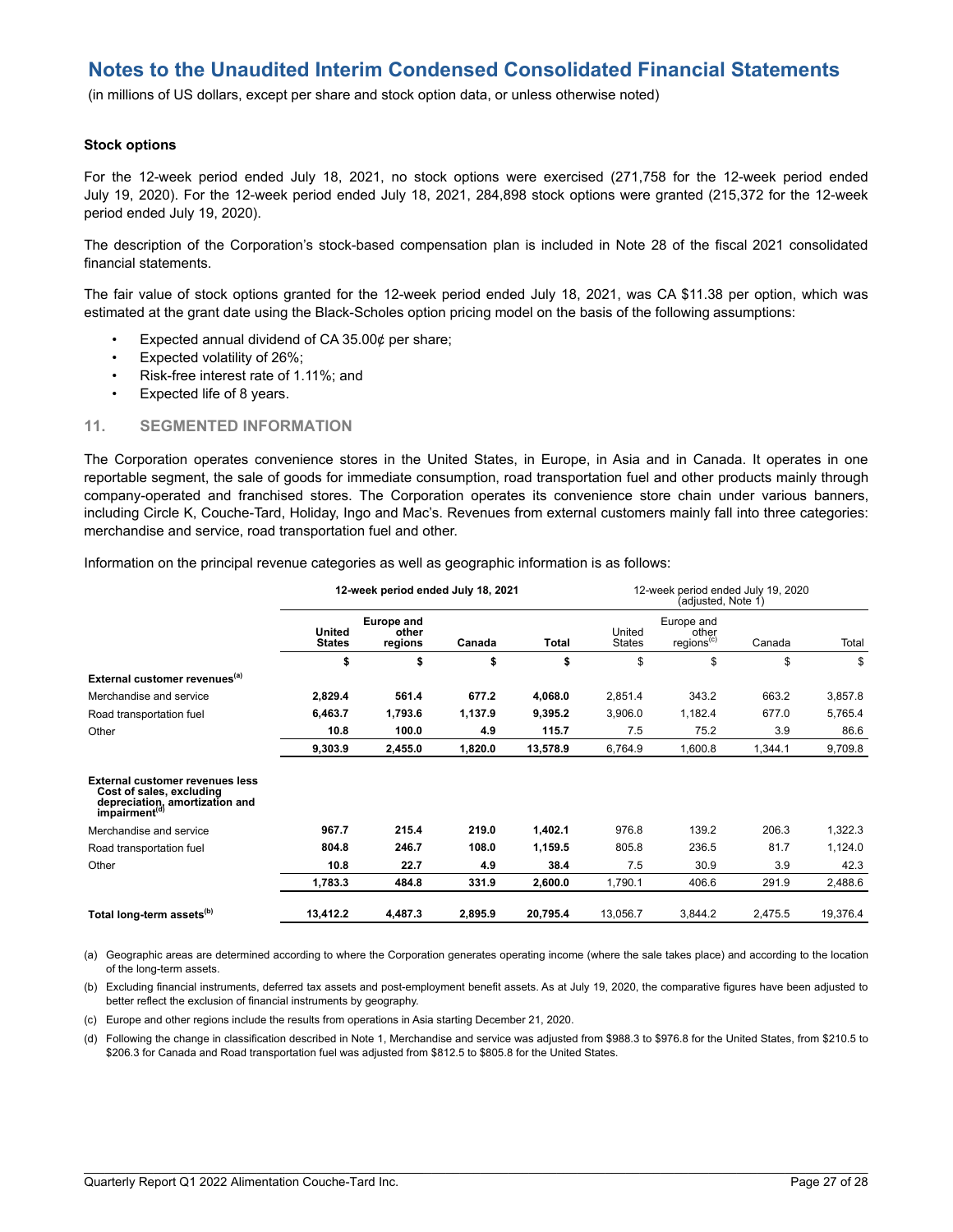# Notes to the Unaudited Interim Condensed Consolidated Financial Statements

(in millions of US dollars, except per share and stock option data, or unless otherwise noted)

**Stock options**

For the 12-week period ended July 18, 2021, no stock options were exercised (271,758 for the 12-week period ended July 19, 2020). For the 12-week period ended July 18, 2021, 284,898 stock options were granted (215,372 for the 12-week period ended July 19, 2020).

The description of the Corporation's stock-based compensation plan is included in Note 28 of the fiscal 2021 consolidated financial statements.

The fair value of stock options granted for the 12-week period ended July 18, 2021, was CA $11.38 per option, which was estimated at the grant date using the Black-Scholes option pricing model on the basis of the following assumptions:

- Expected annual dividend of CA 35.00¢ per share;
- Expected volatility of 26%;
- Risk-free interest rate of 1.11%; and
- Expected life of 8 years.

## 11. SEGMENTED INFORMATION

The Corporation operates convenience stores in the United States, in Europe, in Asia and in Canada. It operates in one reportable segment, the sale of goods for immediate consumption, road transportation fuel and other products mainly through company-operated and franchised stores. The Corporation operates its convenience store chain under various banners, including Circle K, Couche-Tard, Holiday, Ingo and Mac's. Revenues from external customers mainly fall into three categories: merchandise and service, road transportation fuel and other.

Information on the principal revenue categories as well as geographic information is as follows:

| | **12-week period ended July 18, 2021** | | | | 12-week period ended July 19, 2020 (adjusted, Note 1) | | | |
|---|---|---|---|---|---|---|---|---|
| | **United States** | **Europe and other regions** | **Canada** | **Total** | United States | Europe and other regions[(c)] | Canada | Total |
| | **$** | **$** | **$** | **$** | $ | $ | $ | $ |
| **External customer revenues[(a)]** | | | | | | | | |
| Merchandise and service | **2,829.4** | **561.4** | **677.2** | **4,068.0** | 2,851.4 | 343.2 | 663.2 | 3,857.8 |
| Road transportation fuel | **6,463.7** | **1,793.6** | **1,137.9** | **9,395.2** | 3,906.0 | 1,182.4 | 677.0 | 5,765.4 |
| Other | **10.8** | **100.0** | **4.9** | **115.7** | 7.5 | 75.2 | 3.9 | 86.6 |
| | **9,303.9** | **2,455.0** | **1,820.0** | **13,578.9** | 6,764.9 | 1,600.8 | 1,344.1 | 9,709.8 |
| **External customer revenues less Cost of sales, excluding depreciation, amortization and impairment[(d)]** | | | | | | | | |
| Merchandise and service | **967.7** | **215.4** | **219.0** | **1,402.1** | 976.8 | 139.2 | 206.3 | 1,322.3 |
| Road transportation fuel | **804.8** | **246.7** | **108.0** | **1,159.5** | 805.8 | 236.5 | 81.7 | 1,124.0 |
| Other | **10.8** | **22.7** | **4.9** | **38.4** | 7.5 | 30.9 | 3.9 | 42.3 |
| | **1,783.3** | **484.8** | **331.9** | **2,600.0** | 1,790.1 | 406.6 | 291.9 | 2,488.6 |
| **Total long-term assets[(b)]** | **13,412.2** | **4,487.3** | **2,895.9** | **20,795.4** | 13,056.7 | 3,844.2 | 2,475.5 | 19,376.4 |

(a) Geographic areas are determined according to where the Corporation generates operating income (where the sale takes place) and according to the location of the long-term assets.

(b) Excluding financial instruments, deferred tax assets and post-employment benefit assets. As at July 19, 2020, the comparative figures have been adjusted to better reflect the exclusion of financial instruments by geography.

(c) Europe and other regions include the results from operations in Asia starting December 21, 2020.

(d) Following the change in classification described in Note 1, Merchandise and service was adjusted from $988.3 to $976.8 for the United States, from $210.5 to $206.3 for Canada and Road transportation fuel was adjusted from $812.5 to $805.8 for the United States.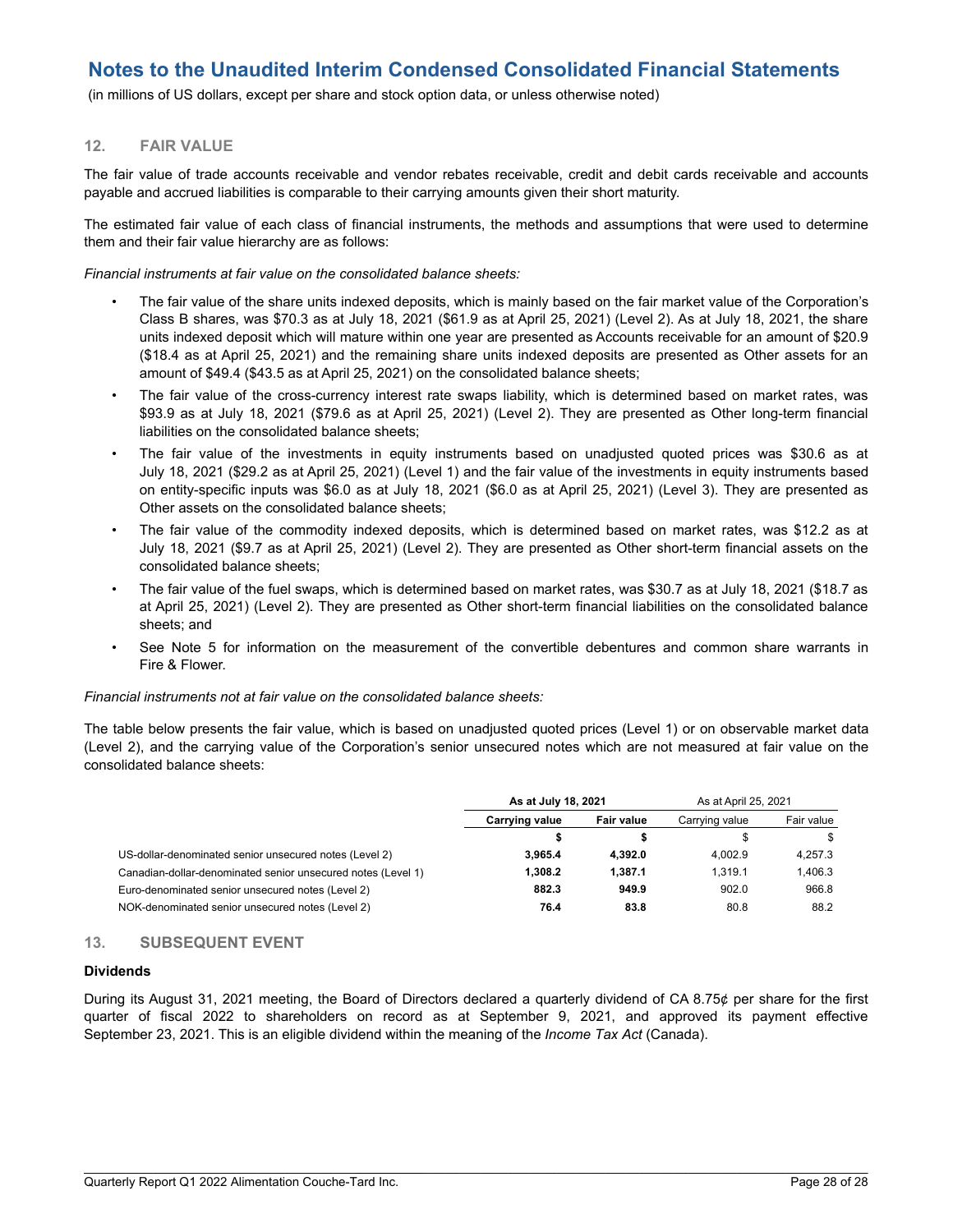# Notes to the Unaudited Interim Condensed Consolidated Financial Statements

(in millions of US dollars, except per share and stock option data, or unless otherwise noted)

## 12. FAIR VALUE

The fair value of trade accounts receivable and vendor rebates receivable, credit and debit cards receivable and accounts payable and accrued liabilities is comparable to their carrying amounts given their short maturity.

The estimated fair value of each class of financial instruments, the methods and assumptions that were used to determine them and their fair value hierarchy are as follows:

*Financial instruments at fair value on the consolidated balance sheets:*

- The fair value of the share units indexed deposits, which is mainly based on the fair market value of the Corporation's Class B shares, was $70.3 as at July 18, 2021 ($61.9 as at April 25, 2021) (Level 2). As at July 18, 2021, the share units indexed deposit which will mature within one year are presented as Accounts receivable for an amount of $20.9 ($18.4 as at April 25, 2021) and the remaining share units indexed deposits are presented as Other assets for an amount of $49.4 ($43.5 as at April 25, 2021) on the consolidated balance sheets;
- The fair value of the cross-currency interest rate swaps liability, which is determined based on market rates, was $93.9 as at July 18, 2021 ($79.6 as at April 25, 2021) (Level 2). They are presented as Other long-term financial liabilities on the consolidated balance sheets;
- The fair value of the investments in equity instruments based on unadjusted quoted prices was $30.6 as at July 18, 2021 ($29.2 as at April 25, 2021) (Level 1) and the fair value of the investments in equity instruments based on entity-specific inputs was $6.0 as at July 18, 2021 ($6.0 as at April 25, 2021) (Level 3). They are presented as Other assets on the consolidated balance sheets;
- The fair value of the commodity indexed deposits, which is determined based on market rates, was $12.2 as at July 18, 2021 ($9.7 as at April 25, 2021) (Level 2). They are presented as Other short-term financial assets on the consolidated balance sheets;
- The fair value of the fuel swaps, which is determined based on market rates, was $30.7 as at July 18, 2021 ($18.7 as at April 25, 2021) (Level 2). They are presented as Other short-term financial liabilities on the consolidated balance sheets; and
- See Note 5 for information on the measurement of the convertible debentures and common share warrants in Fire & Flower.

*Financial instruments not at fair value on the consolidated balance sheets:*

The table below presents the fair value, which is based on unadjusted quoted prices (Level 1) or on observable market data (Level 2), and the carrying value of the Corporation's senior unsecured notes which are not measured at fair value on the consolidated balance sheets:

| | **As at July 18, 2021** | | As at April 25, 2021 | |
|---|---|---|---|---|
| | **Carrying value** | **Fair value** | Carrying value | Fair value |
| | **$** | **$** | $ | $ |
| US-dollar-denominated senior unsecured notes (Level 2) | **3,965.4** | **4,392.0** | 4,002.9 | 4,257.3 |
| Canadian-dollar-denominated senior unsecured notes (Level 1) | **1,308.2** | **1,387.1** | 1,319.1 | 1,406.3 |
| Euro-denominated senior unsecured notes (Level 2) | **882.3** | **949.9** | 902.0 | 966.8 |
| NOK-denominated senior unsecured notes (Level 2) | **76.4** | **83.8** | 80.8 | 88.2 |

## 13. SUBSEQUENT EVENT

**Dividends**

During its August 31, 2021 meeting, the Board of Directors declared a quarterly dividend of CA 8.75¢ per share for the first quarter of fiscal 2022 to shareholders on record as at September 9, 2021, and approved its payment effective September 23, 2021. This is an eligible dividend within the meaning of the *Income Tax Act* (Canada).